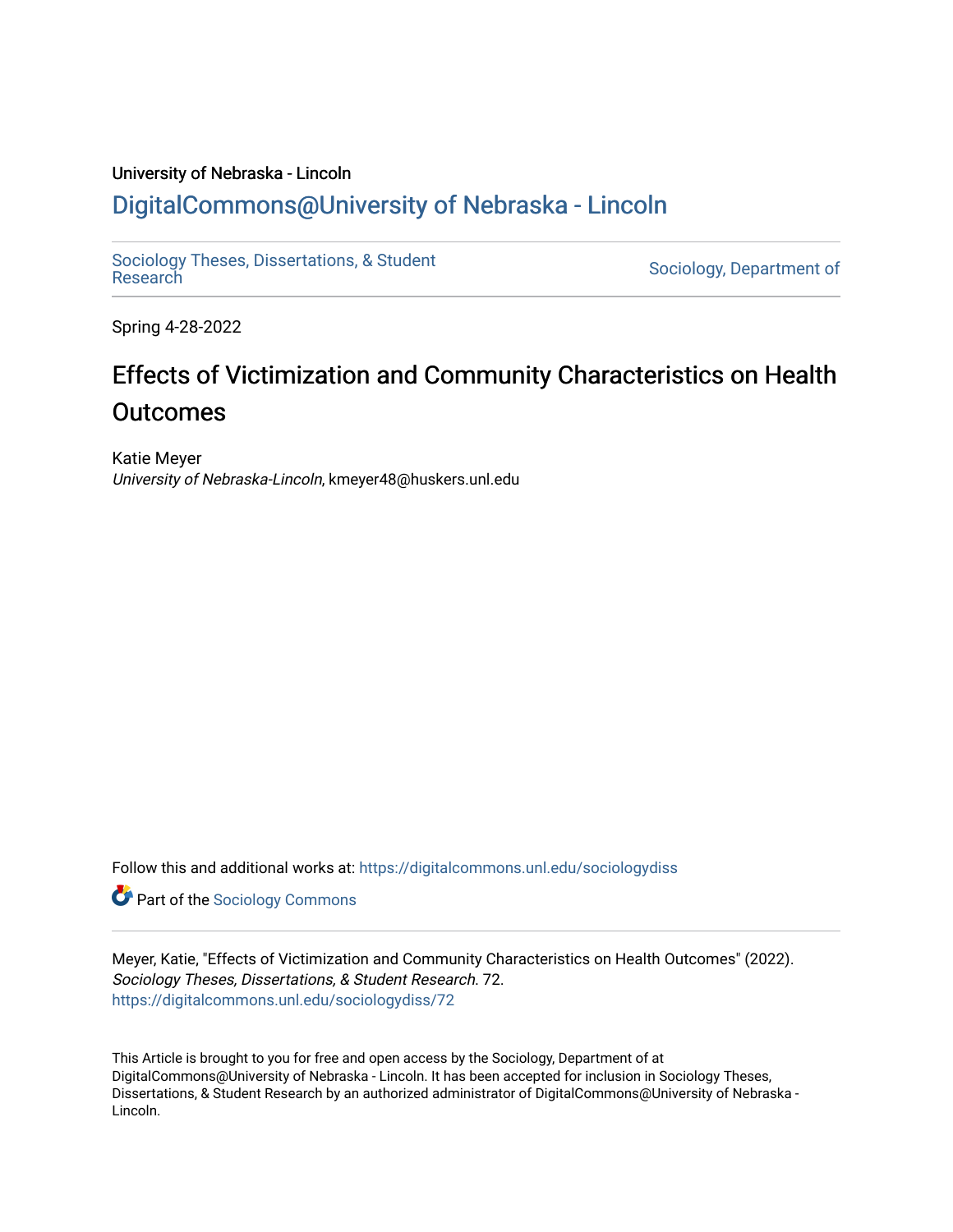University of Nebraska - Lincoln

# DigitalCommons@University of Nebraska - Lincoln

Sociology Theses, Dissertations, & Student Research

Sociology, Department of

Spring 4-28-2022

# Effects of Victimization and Community Characteristics on Health Outcomes

Katie Meyer
*University of Nebraska-Lincoln*, kmeyer48@huskers.unl.edu

Follow this and additional works at: https://digitalcommons.unl.edu/sociologydiss

Part of the Sociology Commons

Meyer, Katie, "Effects of Victimization and Community Characteristics on Health Outcomes" (2022). *Sociology Theses, Dissertations, & Student Research*. 72.
https://digitalcommons.unl.edu/sociologydiss/72

This Article is brought to you for free and open access by the Sociology, Department of at DigitalCommons@University of Nebraska - Lincoln. It has been accepted for inclusion in Sociology Theses, Dissertations, & Student Research by an authorized administrator of DigitalCommons@University of Nebraska - Lincoln.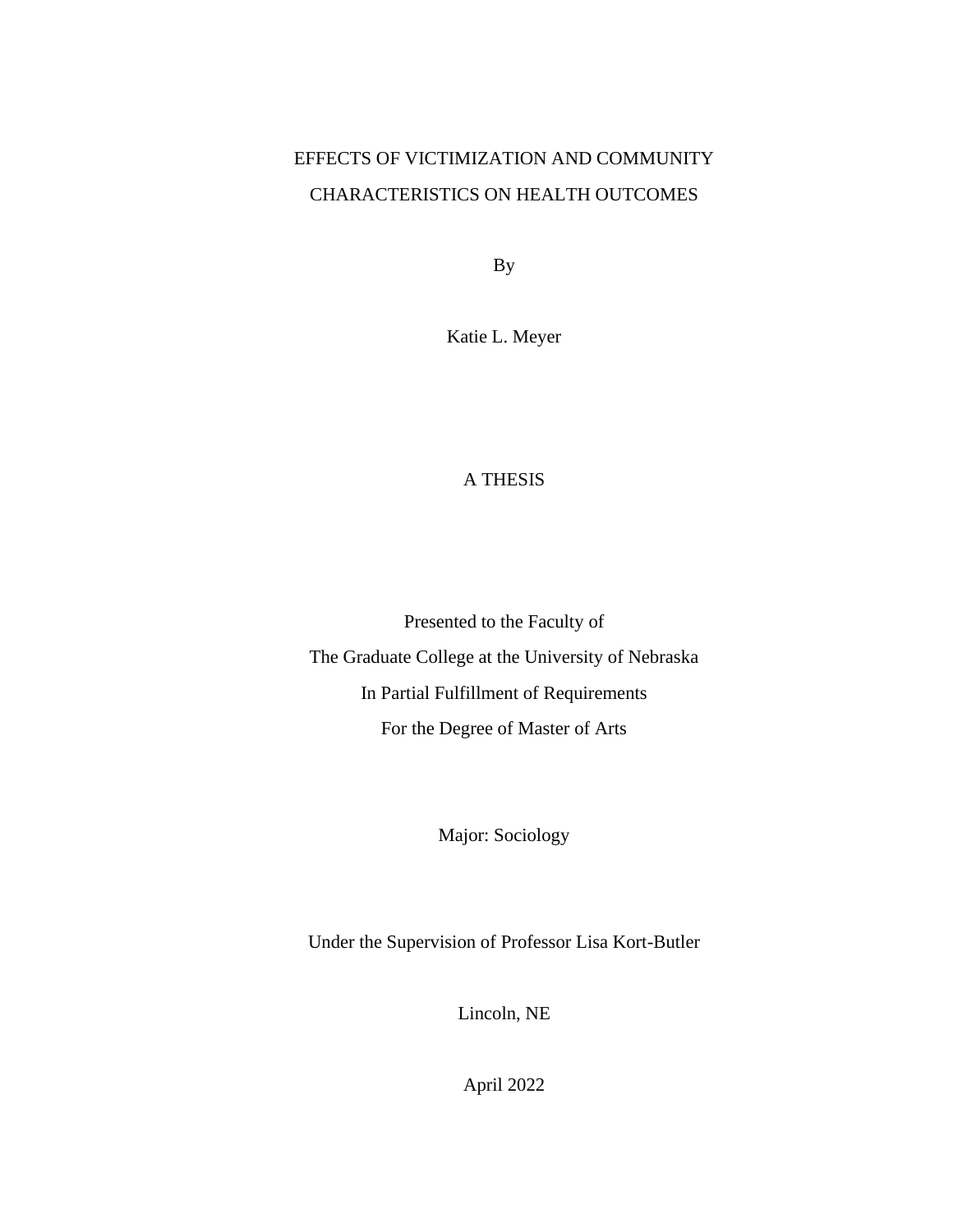# EFFECTS OF VICTIMIZATION AND COMMUNITY CHARACTERISTICS ON HEALTH OUTCOMES

By

Katie L. Meyer

A THESIS

Presented to the Faculty of

The Graduate College at the University of Nebraska

In Partial Fulfillment of Requirements

For the Degree of Master of Arts

Major: Sociology

Under the Supervision of Professor Lisa Kort-Butler

Lincoln, NE

April 2022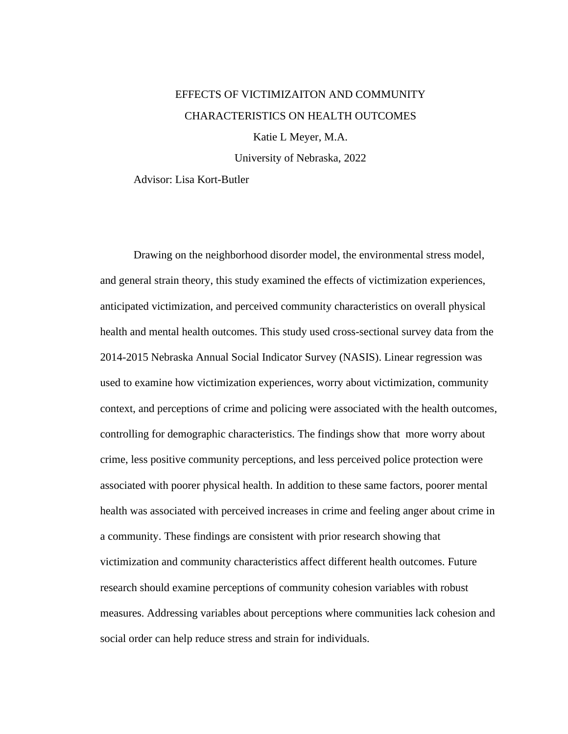EFFECTS OF VICTIMIZAITON AND COMMUNITY CHARACTERISTICS ON HEALTH OUTCOMES

Katie L Meyer, M.A.

University of Nebraska, 2022

Advisor: Lisa Kort-Butler

Drawing on the neighborhood disorder model, the environmental stress model, and general strain theory, this study examined the effects of victimization experiences, anticipated victimization, and perceived community characteristics on overall physical health and mental health outcomes. This study used cross-sectional survey data from the 2014-2015 Nebraska Annual Social Indicator Survey (NASIS). Linear regression was used to examine how victimization experiences, worry about victimization, community context, and perceptions of crime and policing were associated with the health outcomes, controlling for demographic characteristics. The findings show that more worry about crime, less positive community perceptions, and less perceived police protection were associated with poorer physical health. In addition to these same factors, poorer mental health was associated with perceived increases in crime and feeling anger about crime in a community. These findings are consistent with prior research showing that victimization and community characteristics affect different health outcomes. Future research should examine perceptions of community cohesion variables with robust measures. Addressing variables about perceptions where communities lack cohesion and social order can help reduce stress and strain for individuals.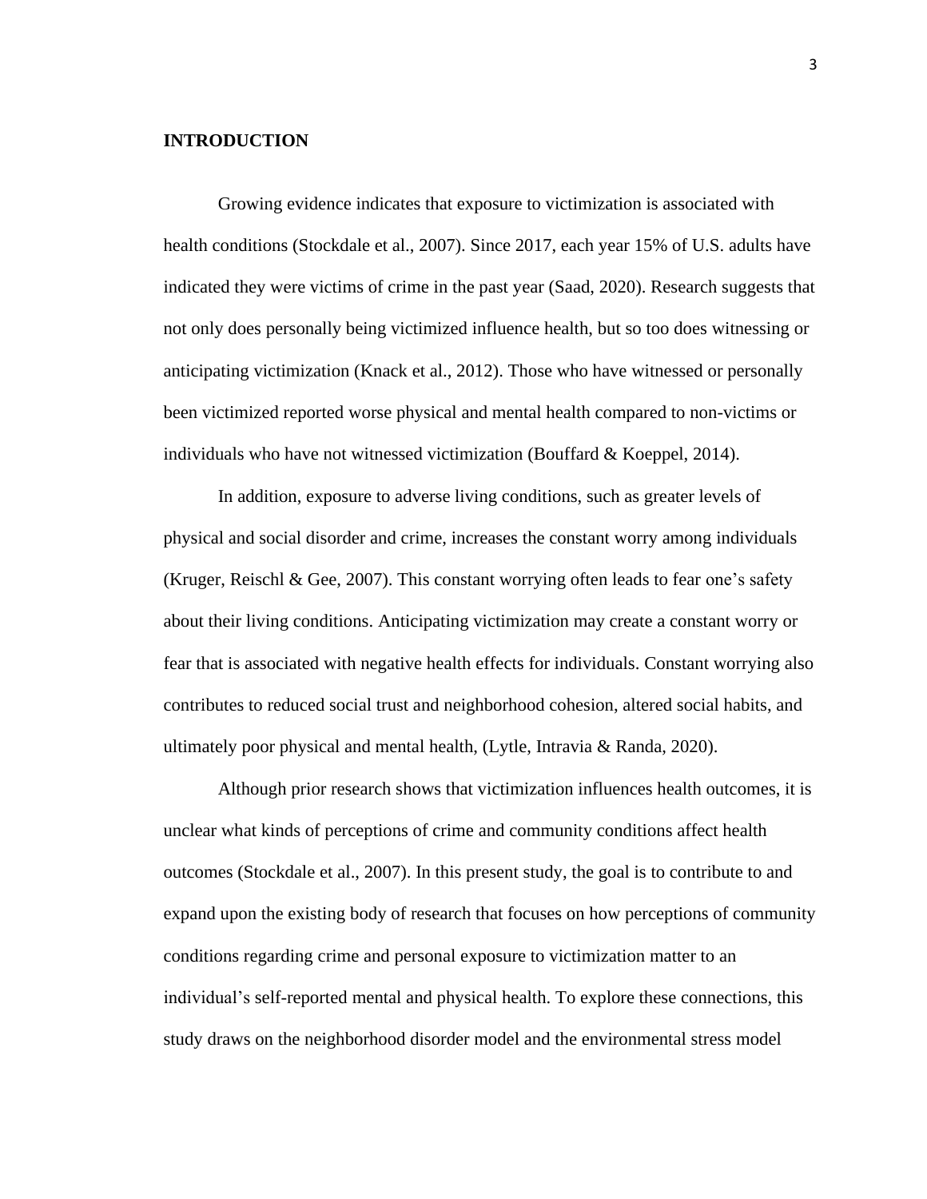**INTRODUCTION**

Growing evidence indicates that exposure to victimization is associated with health conditions (Stockdale et al., 2007). Since 2017, each year 15% of U.S. adults have indicated they were victims of crime in the past year (Saad, 2020). Research suggests that not only does personally being victimized influence health, but so too does witnessing or anticipating victimization (Knack et al., 2012). Those who have witnessed or personally been victimized reported worse physical and mental health compared to non-victims or individuals who have not witnessed victimization (Bouffard & Koeppel, 2014).

In addition, exposure to adverse living conditions, such as greater levels of physical and social disorder and crime, increases the constant worry among individuals (Kruger, Reischl & Gee, 2007). This constant worrying often leads to fear one's safety about their living conditions. Anticipating victimization may create a constant worry or fear that is associated with negative health effects for individuals. Constant worrying also contributes to reduced social trust and neighborhood cohesion, altered social habits, and ultimately poor physical and mental health, (Lytle, Intravia & Randa, 2020).

Although prior research shows that victimization influences health outcomes, it is unclear what kinds of perceptions of crime and community conditions affect health outcomes (Stockdale et al., 2007). In this present study, the goal is to contribute to and expand upon the existing body of research that focuses on how perceptions of community conditions regarding crime and personal exposure to victimization matter to an individual's self-reported mental and physical health. To explore these connections, this study draws on the neighborhood disorder model and the environmental stress model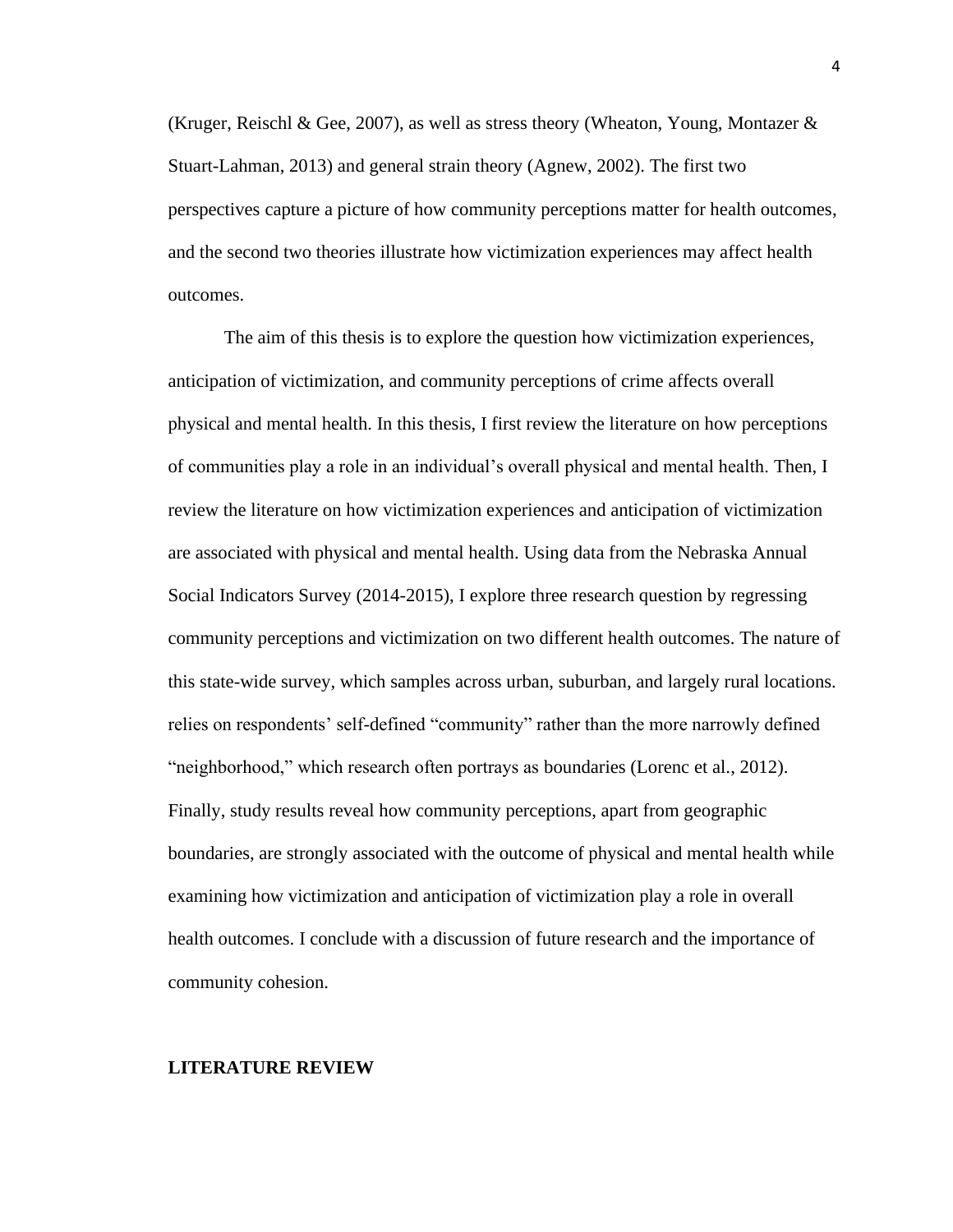(Kruger, Reischl & Gee, 2007), as well as stress theory (Wheaton, Young, Montazer & Stuart-Lahman, 2013) and general strain theory (Agnew, 2002). The first two perspectives capture a picture of how community perceptions matter for health outcomes, and the second two theories illustrate how victimization experiences may affect health outcomes.

The aim of this thesis is to explore the question how victimization experiences, anticipation of victimization, and community perceptions of crime affects overall physical and mental health. In this thesis, I first review the literature on how perceptions of communities play a role in an individual's overall physical and mental health. Then, I review the literature on how victimization experiences and anticipation of victimization are associated with physical and mental health. Using data from the Nebraska Annual Social Indicators Survey (2014-2015), I explore three research question by regressing community perceptions and victimization on two different health outcomes. The nature of this state-wide survey, which samples across urban, suburban, and largely rural locations. relies on respondents' self-defined "community" rather than the more narrowly defined "neighborhood," which research often portrays as boundaries (Lorenc et al., 2012). Finally, study results reveal how community perceptions, apart from geographic boundaries, are strongly associated with the outcome of physical and mental health while examining how victimization and anticipation of victimization play a role in overall health outcomes. I conclude with a discussion of future research and the importance of community cohesion.

## LITERATURE REVIEW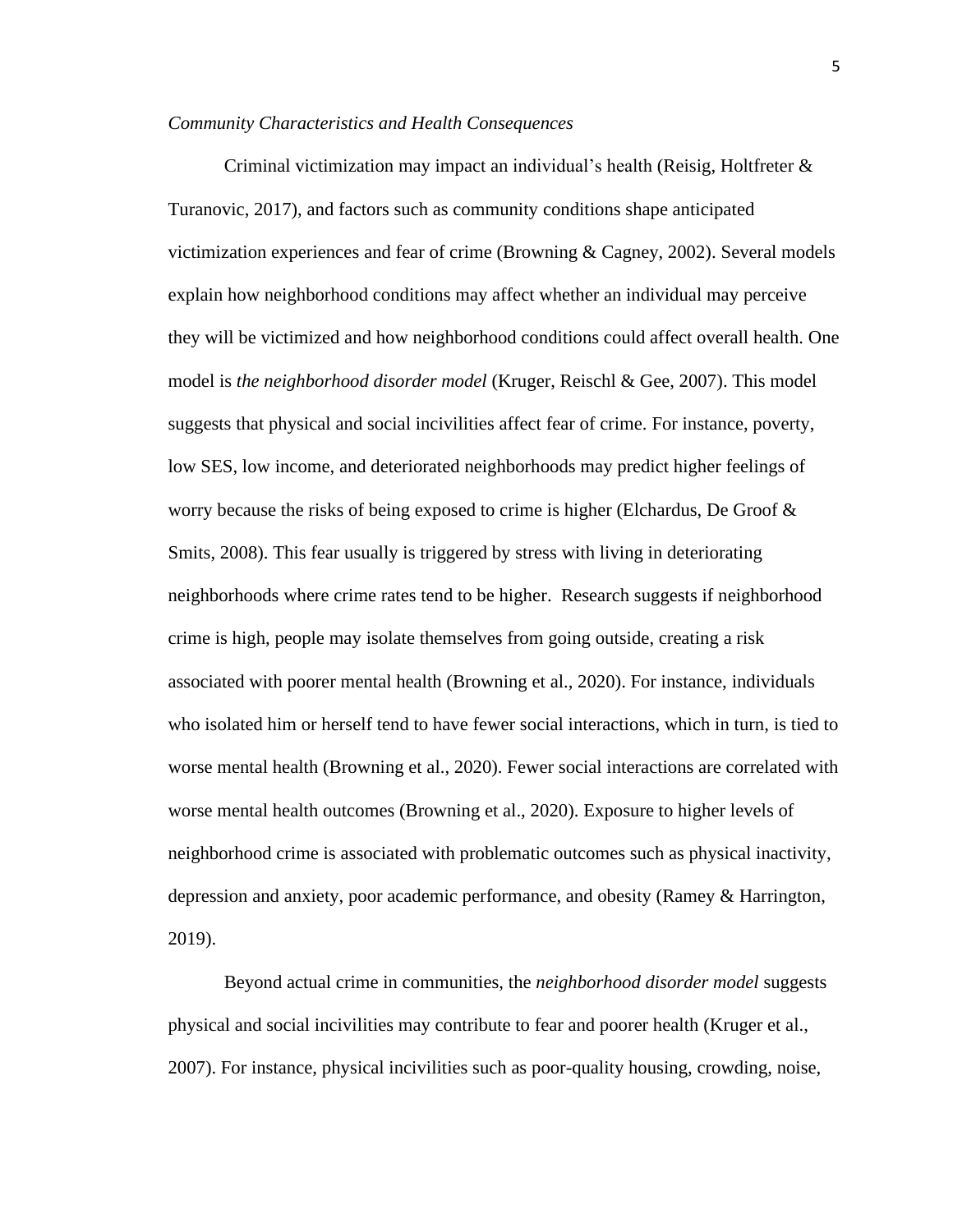*Community Characteristics and Health Consequences*

Criminal victimization may impact an individual's health (Reisig, Holtfreter & Turanovic, 2017), and factors such as community conditions shape anticipated victimization experiences and fear of crime (Browning & Cagney, 2002). Several models explain how neighborhood conditions may affect whether an individual may perceive they will be victimized and how neighborhood conditions could affect overall health. One model is *the neighborhood disorder model* (Kruger, Reischl & Gee, 2007). This model suggests that physical and social incivilities affect fear of crime. For instance, poverty, low SES, low income, and deteriorated neighborhoods may predict higher feelings of worry because the risks of being exposed to crime is higher (Elchardus, De Groof & Smits, 2008). This fear usually is triggered by stress with living in deteriorating neighborhoods where crime rates tend to be higher. Research suggests if neighborhood crime is high, people may isolate themselves from going outside, creating a risk associated with poorer mental health (Browning et al., 2020). For instance, individuals who isolated him or herself tend to have fewer social interactions, which in turn, is tied to worse mental health (Browning et al., 2020). Fewer social interactions are correlated with worse mental health outcomes (Browning et al., 2020). Exposure to higher levels of neighborhood crime is associated with problematic outcomes such as physical inactivity, depression and anxiety, poor academic performance, and obesity (Ramey & Harrington, 2019).

Beyond actual crime in communities, the *neighborhood disorder model* suggests physical and social incivilities may contribute to fear and poorer health (Kruger et al., 2007). For instance, physical incivilities such as poor-quality housing, crowding, noise,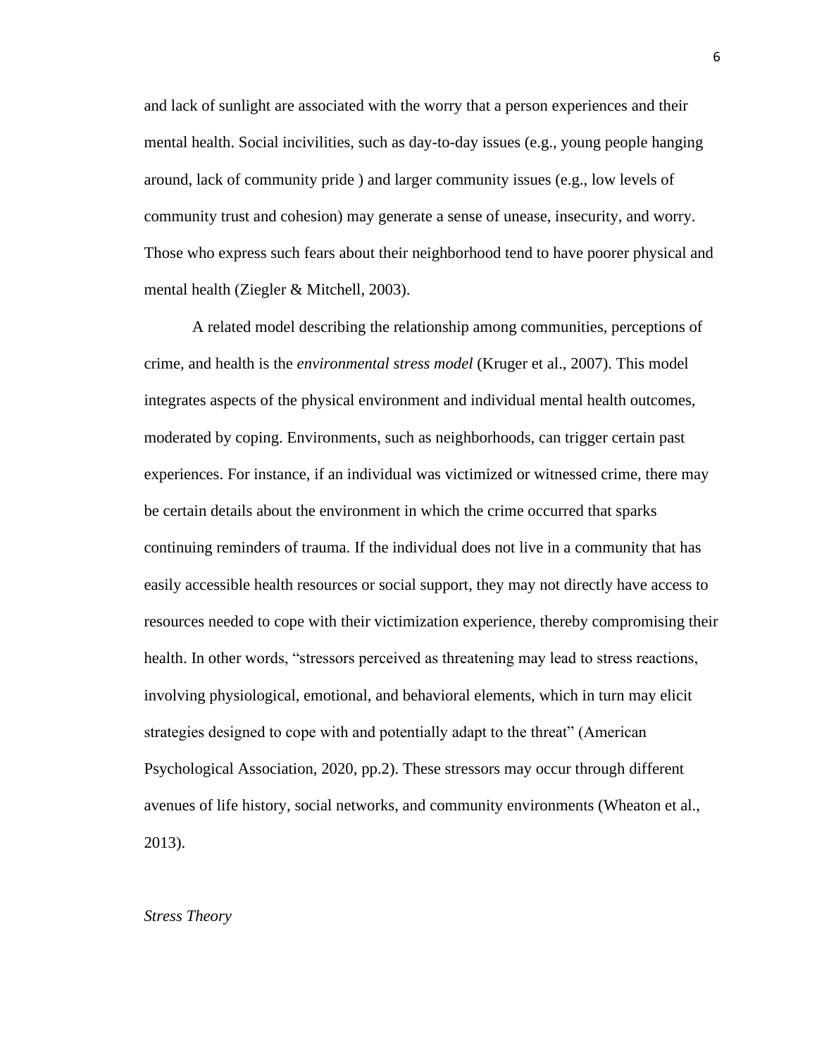and lack of sunlight are associated with the worry that a person experiences and their mental health. Social incivilities, such as day-to-day issues (e.g., young people hanging around, lack of community pride ) and larger community issues (e.g., low levels of community trust and cohesion) may generate a sense of unease, insecurity, and worry. Those who express such fears about their neighborhood tend to have poorer physical and mental health (Ziegler & Mitchell, 2003).

A related model describing the relationship among communities, perceptions of crime, and health is the *environmental stress model* (Kruger et al., 2007). This model integrates aspects of the physical environment and individual mental health outcomes, moderated by coping. Environments, such as neighborhoods, can trigger certain past experiences. For instance, if an individual was victimized or witnessed crime, there may be certain details about the environment in which the crime occurred that sparks continuing reminders of trauma. If the individual does not live in a community that has easily accessible health resources or social support, they may not directly have access to resources needed to cope with their victimization experience, thereby compromising their health. In other words, "stressors perceived as threatening may lead to stress reactions, involving physiological, emotional, and behavioral elements, which in turn may elicit strategies designed to cope with and potentially adapt to the threat" (American Psychological Association, 2020, pp.2). These stressors may occur through different avenues of life history, social networks, and community environments (Wheaton et al., 2013).

### *Stress Theory*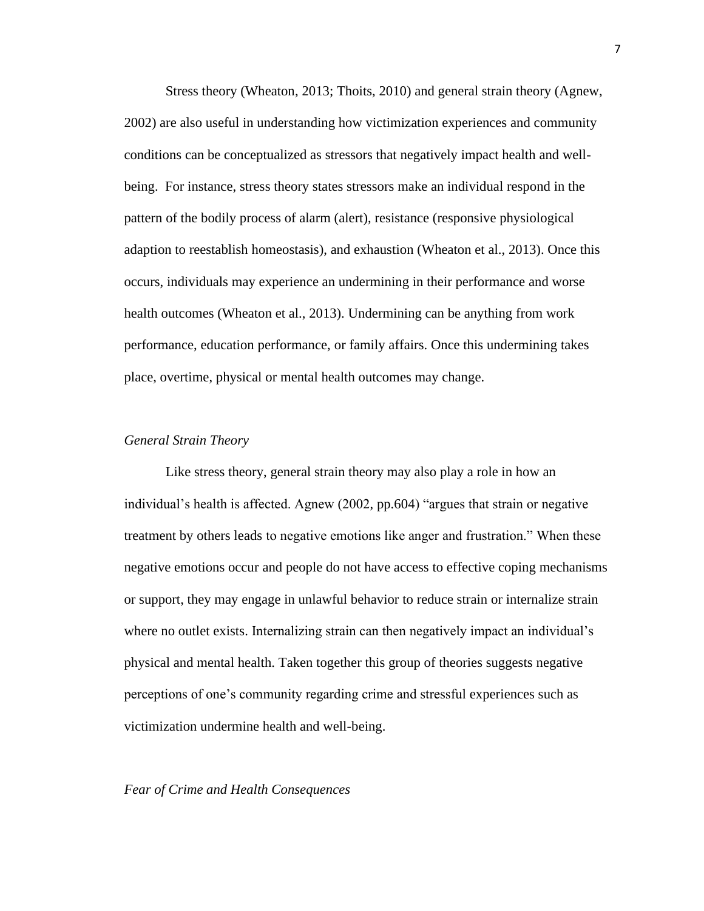Stress theory (Wheaton, 2013; Thoits, 2010) and general strain theory (Agnew, 2002) are also useful in understanding how victimization experiences and community conditions can be conceptualized as stressors that negatively impact health and well-being. For instance, stress theory states stressors make an individual respond in the pattern of the bodily process of alarm (alert), resistance (responsive physiological adaption to reestablish homeostasis), and exhaustion (Wheaton et al., 2013). Once this occurs, individuals may experience an undermining in their performance and worse health outcomes (Wheaton et al., 2013). Undermining can be anything from work performance, education performance, or family affairs. Once this undermining takes place, overtime, physical or mental health outcomes may change.

### *General Strain Theory*

Like stress theory, general strain theory may also play a role in how an individual's health is affected. Agnew (2002, pp.604) "argues that strain or negative treatment by others leads to negative emotions like anger and frustration." When these negative emotions occur and people do not have access to effective coping mechanisms or support, they may engage in unlawful behavior to reduce strain or internalize strain where no outlet exists. Internalizing strain can then negatively impact an individual's physical and mental health. Taken together this group of theories suggests negative perceptions of one's community regarding crime and stressful experiences such as victimization undermine health and well-being.

### *Fear of Crime and Health Consequences*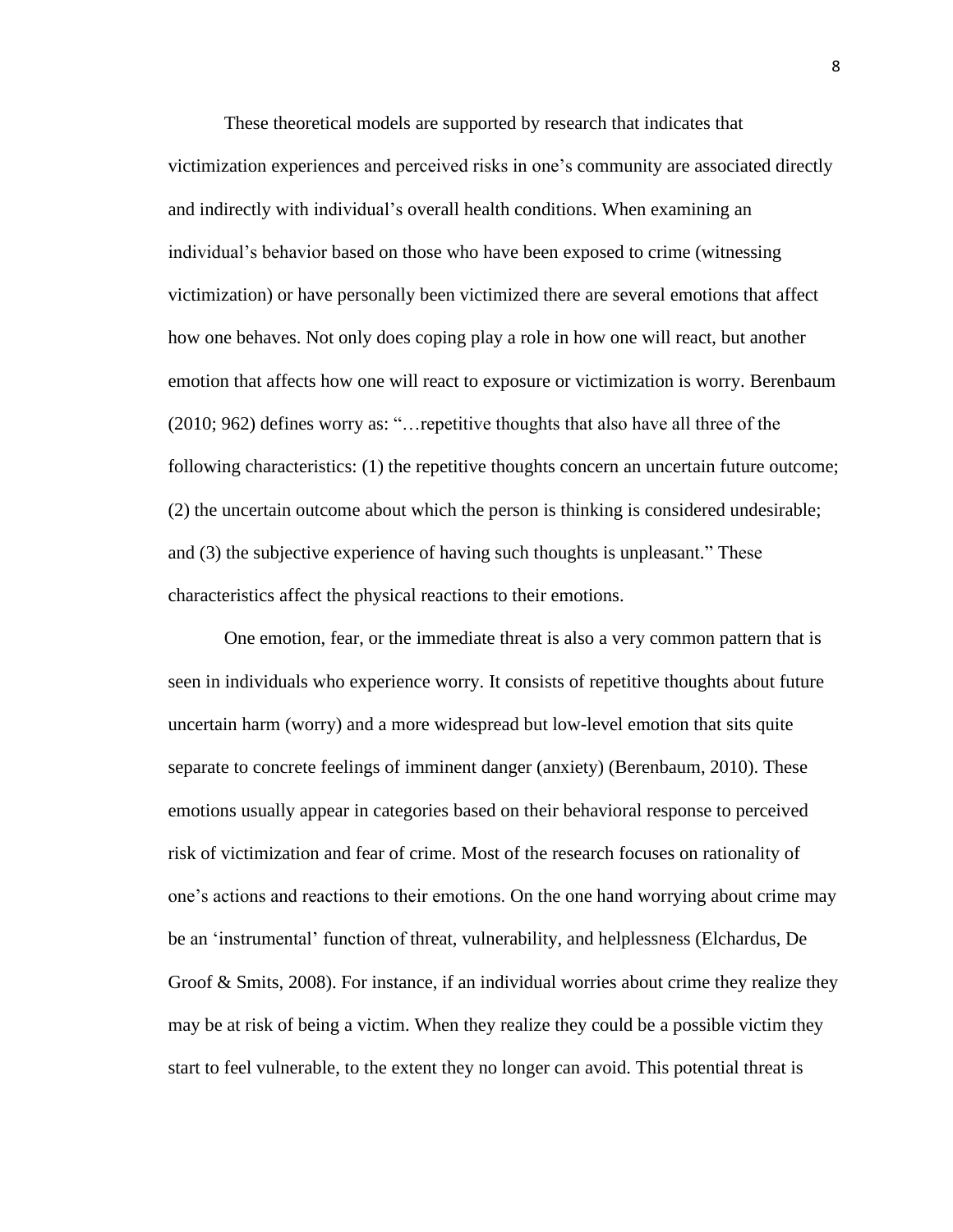These theoretical models are supported by research that indicates that victimization experiences and perceived risks in one's community are associated directly and indirectly with individual's overall health conditions. When examining an individual's behavior based on those who have been exposed to crime (witnessing victimization) or have personally been victimized there are several emotions that affect how one behaves. Not only does coping play a role in how one will react, but another emotion that affects how one will react to exposure or victimization is worry. Berenbaum (2010; 962) defines worry as: "…repetitive thoughts that also have all three of the following characteristics: (1) the repetitive thoughts concern an uncertain future outcome; (2) the uncertain outcome about which the person is thinking is considered undesirable; and (3) the subjective experience of having such thoughts is unpleasant." These characteristics affect the physical reactions to their emotions.

One emotion, fear, or the immediate threat is also a very common pattern that is seen in individuals who experience worry. It consists of repetitive thoughts about future uncertain harm (worry) and a more widespread but low-level emotion that sits quite separate to concrete feelings of imminent danger (anxiety) (Berenbaum, 2010). These emotions usually appear in categories based on their behavioral response to perceived risk of victimization and fear of crime. Most of the research focuses on rationality of one's actions and reactions to their emotions. On the one hand worrying about crime may be an 'instrumental' function of threat, vulnerability, and helplessness (Elchardus, De Groof & Smits, 2008). For instance, if an individual worries about crime they realize they may be at risk of being a victim. When they realize they could be a possible victim they start to feel vulnerable, to the extent they no longer can avoid. This potential threat is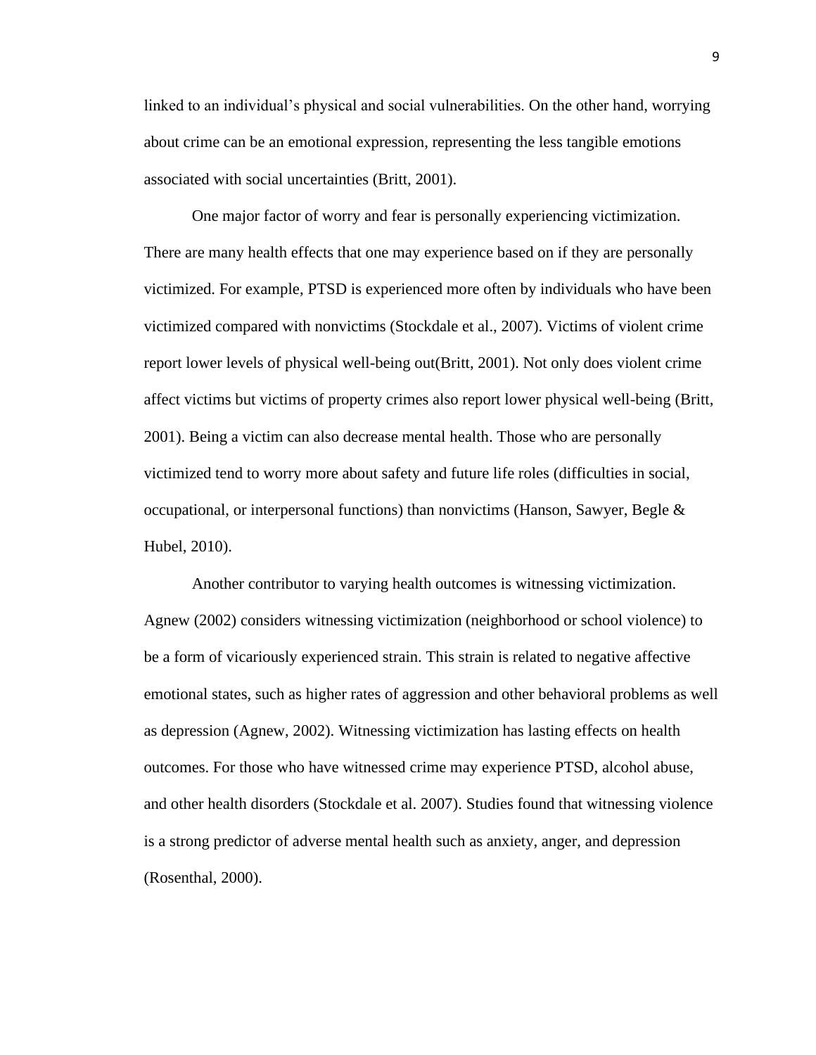linked to an individual's physical and social vulnerabilities. On the other hand, worrying about crime can be an emotional expression, representing the less tangible emotions associated with social uncertainties (Britt, 2001).

One major factor of worry and fear is personally experiencing victimization. There are many health effects that one may experience based on if they are personally victimized. For example, PTSD is experienced more often by individuals who have been victimized compared with nonvictims (Stockdale et al., 2007). Victims of violent crime report lower levels of physical well-being out(Britt, 2001). Not only does violent crime affect victims but victims of property crimes also report lower physical well-being (Britt, 2001). Being a victim can also decrease mental health. Those who are personally victimized tend to worry more about safety and future life roles (difficulties in social, occupational, or interpersonal functions) than nonvictims (Hanson, Sawyer, Begle & Hubel, 2010).

Another contributor to varying health outcomes is witnessing victimization. Agnew (2002) considers witnessing victimization (neighborhood or school violence) to be a form of vicariously experienced strain. This strain is related to negative affective emotional states, such as higher rates of aggression and other behavioral problems as well as depression (Agnew, 2002). Witnessing victimization has lasting effects on health outcomes. For those who have witnessed crime may experience PTSD, alcohol abuse, and other health disorders (Stockdale et al. 2007). Studies found that witnessing violence is a strong predictor of adverse mental health such as anxiety, anger, and depression (Rosenthal, 2000).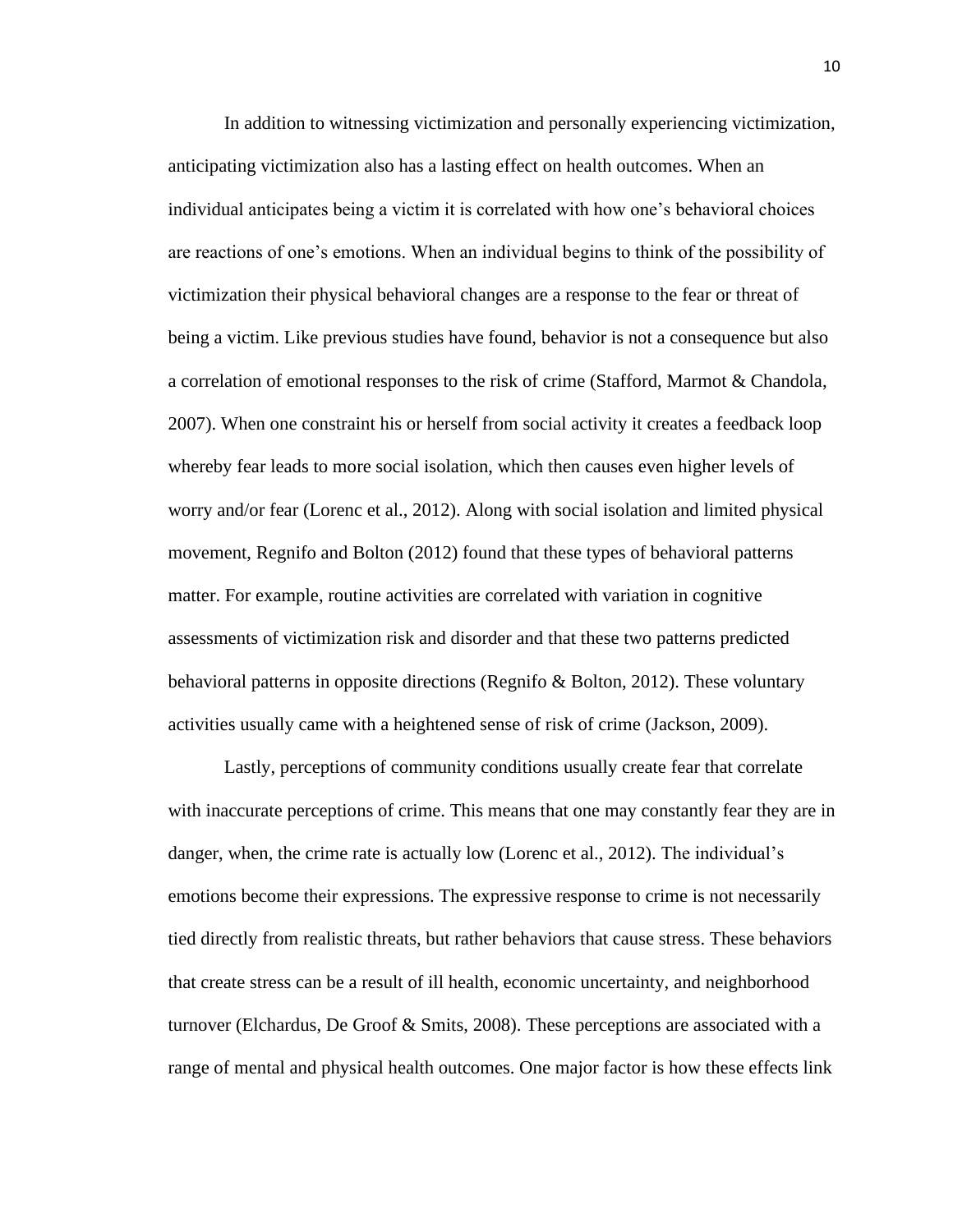In addition to witnessing victimization and personally experiencing victimization, anticipating victimization also has a lasting effect on health outcomes. When an individual anticipates being a victim it is correlated with how one's behavioral choices are reactions of one's emotions. When an individual begins to think of the possibility of victimization their physical behavioral changes are a response to the fear or threat of being a victim. Like previous studies have found, behavior is not a consequence but also a correlation of emotional responses to the risk of crime (Stafford, Marmot & Chandola, 2007). When one constraint his or herself from social activity it creates a feedback loop whereby fear leads to more social isolation, which then causes even higher levels of worry and/or fear (Lorenc et al., 2012). Along with social isolation and limited physical movement, Regnifo and Bolton (2012) found that these types of behavioral patterns matter. For example, routine activities are correlated with variation in cognitive assessments of victimization risk and disorder and that these two patterns predicted behavioral patterns in opposite directions (Regnifo & Bolton, 2012). These voluntary activities usually came with a heightened sense of risk of crime (Jackson, 2009).

Lastly, perceptions of community conditions usually create fear that correlate with inaccurate perceptions of crime. This means that one may constantly fear they are in danger, when, the crime rate is actually low (Lorenc et al., 2012). The individual's emotions become their expressions. The expressive response to crime is not necessarily tied directly from realistic threats, but rather behaviors that cause stress. These behaviors that create stress can be a result of ill health, economic uncertainty, and neighborhood turnover (Elchardus, De Groof & Smits, 2008). These perceptions are associated with a range of mental and physical health outcomes. One major factor is how these effects link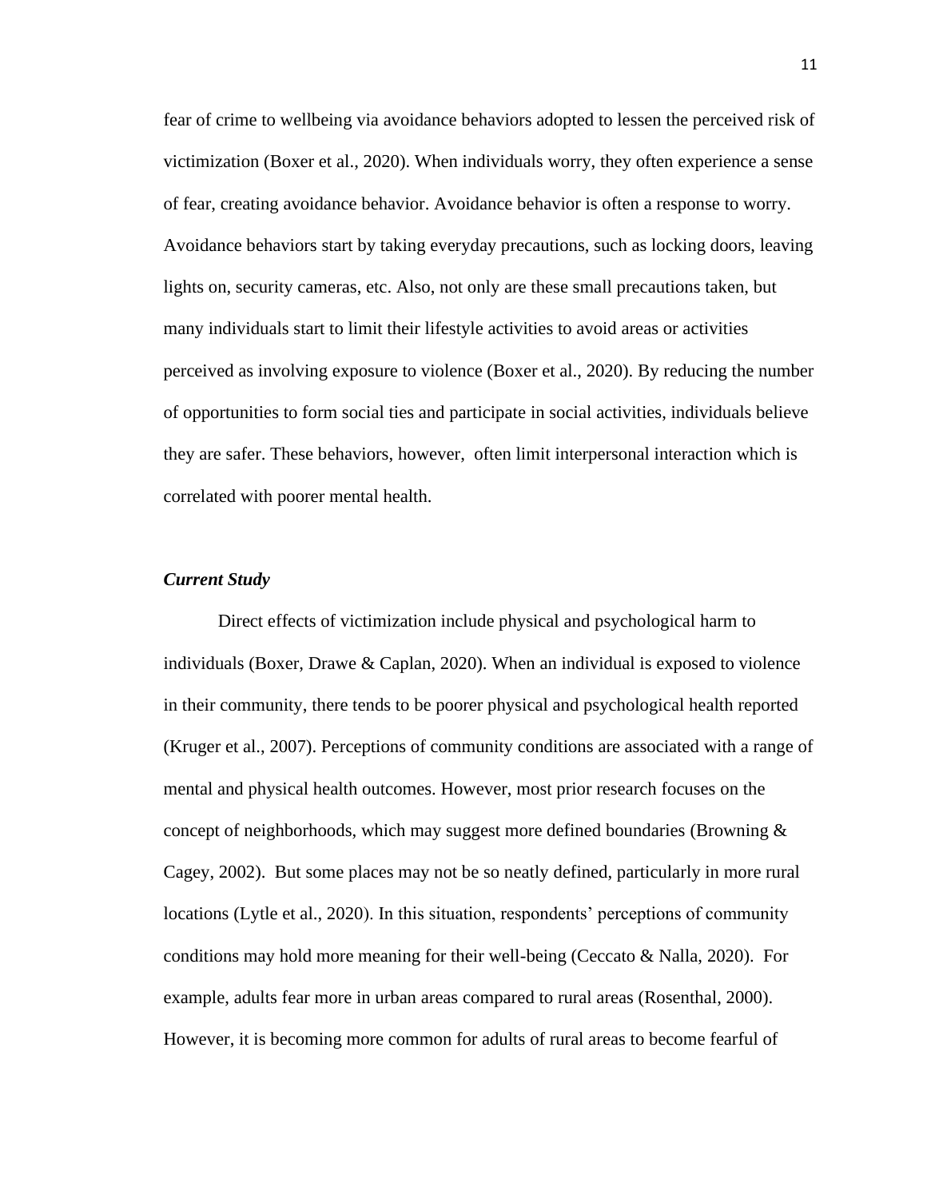fear of crime to wellbeing via avoidance behaviors adopted to lessen the perceived risk of victimization (Boxer et al., 2020). When individuals worry, they often experience a sense of fear, creating avoidance behavior. Avoidance behavior is often a response to worry. Avoidance behaviors start by taking everyday precautions, such as locking doors, leaving lights on, security cameras, etc. Also, not only are these small precautions taken, but many individuals start to limit their lifestyle activities to avoid areas or activities perceived as involving exposure to violence (Boxer et al., 2020). By reducing the number of opportunities to form social ties and participate in social activities, individuals believe they are safer. These behaviors, however, often limit interpersonal interaction which is correlated with poorer mental health.

### *Current Study*

Direct effects of victimization include physical and psychological harm to individuals (Boxer, Drawe & Caplan, 2020). When an individual is exposed to violence in their community, there tends to be poorer physical and psychological health reported (Kruger et al., 2007). Perceptions of community conditions are associated with a range of mental and physical health outcomes. However, most prior research focuses on the concept of neighborhoods, which may suggest more defined boundaries (Browning & Cagey, 2002). But some places may not be so neatly defined, particularly in more rural locations (Lytle et al., 2020). In this situation, respondents' perceptions of community conditions may hold more meaning for their well-being (Ceccato & Nalla, 2020). For example, adults fear more in urban areas compared to rural areas (Rosenthal, 2000). However, it is becoming more common for adults of rural areas to become fearful of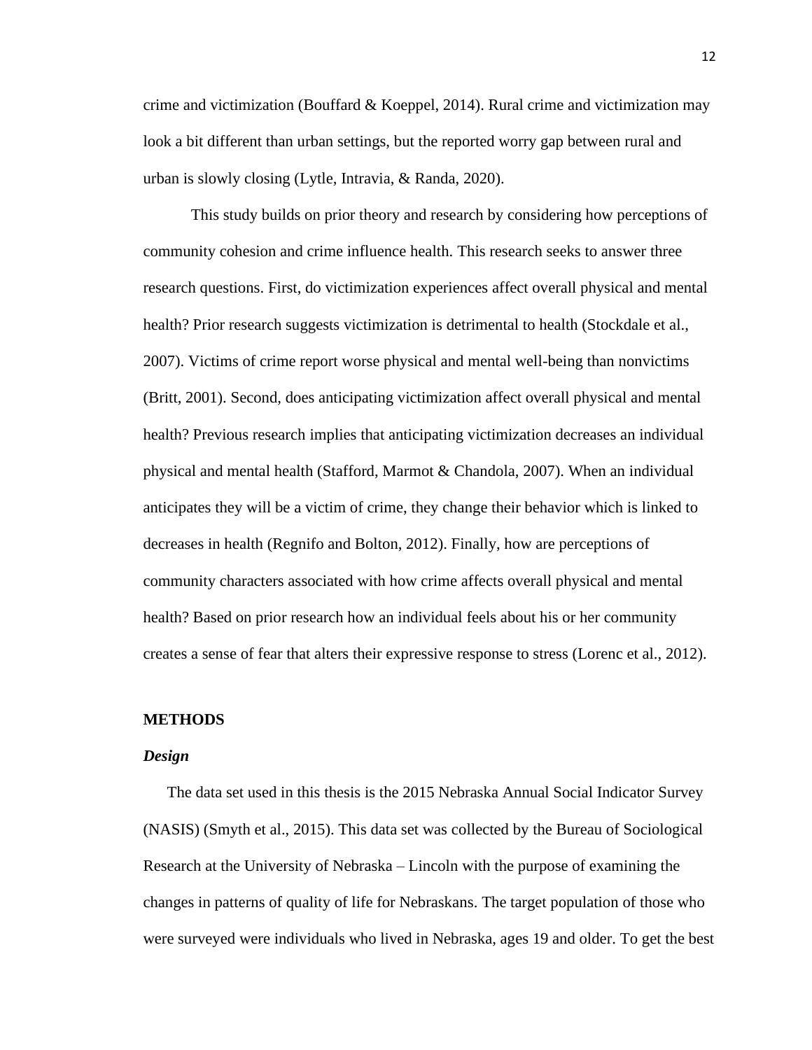crime and victimization (Bouffard & Koeppel, 2014). Rural crime and victimization may look a bit different than urban settings, but the reported worry gap between rural and urban is slowly closing (Lytle, Intravia, & Randa, 2020).

This study builds on prior theory and research by considering how perceptions of community cohesion and crime influence health. This research seeks to answer three research questions. First, do victimization experiences affect overall physical and mental health? Prior research suggests victimization is detrimental to health (Stockdale et al., 2007). Victims of crime report worse physical and mental well-being than nonvictims (Britt, 2001). Second, does anticipating victimization affect overall physical and mental health? Previous research implies that anticipating victimization decreases an individual physical and mental health (Stafford, Marmot & Chandola, 2007). When an individual anticipates they will be a victim of crime, they change their behavior which is linked to decreases in health (Regnifo and Bolton, 2012). Finally, how are perceptions of community characters associated with how crime affects overall physical and mental health? Based on prior research how an individual feels about his or her community creates a sense of fear that alters their expressive response to stress (Lorenc et al., 2012).

## METHODS

### *Design*

The data set used in this thesis is the 2015 Nebraska Annual Social Indicator Survey (NASIS) (Smyth et al., 2015). This data set was collected by the Bureau of Sociological Research at the University of Nebraska – Lincoln with the purpose of examining the changes in patterns of quality of life for Nebraskans. The target population of those who were surveyed were individuals who lived in Nebraska, ages 19 and older. To get the best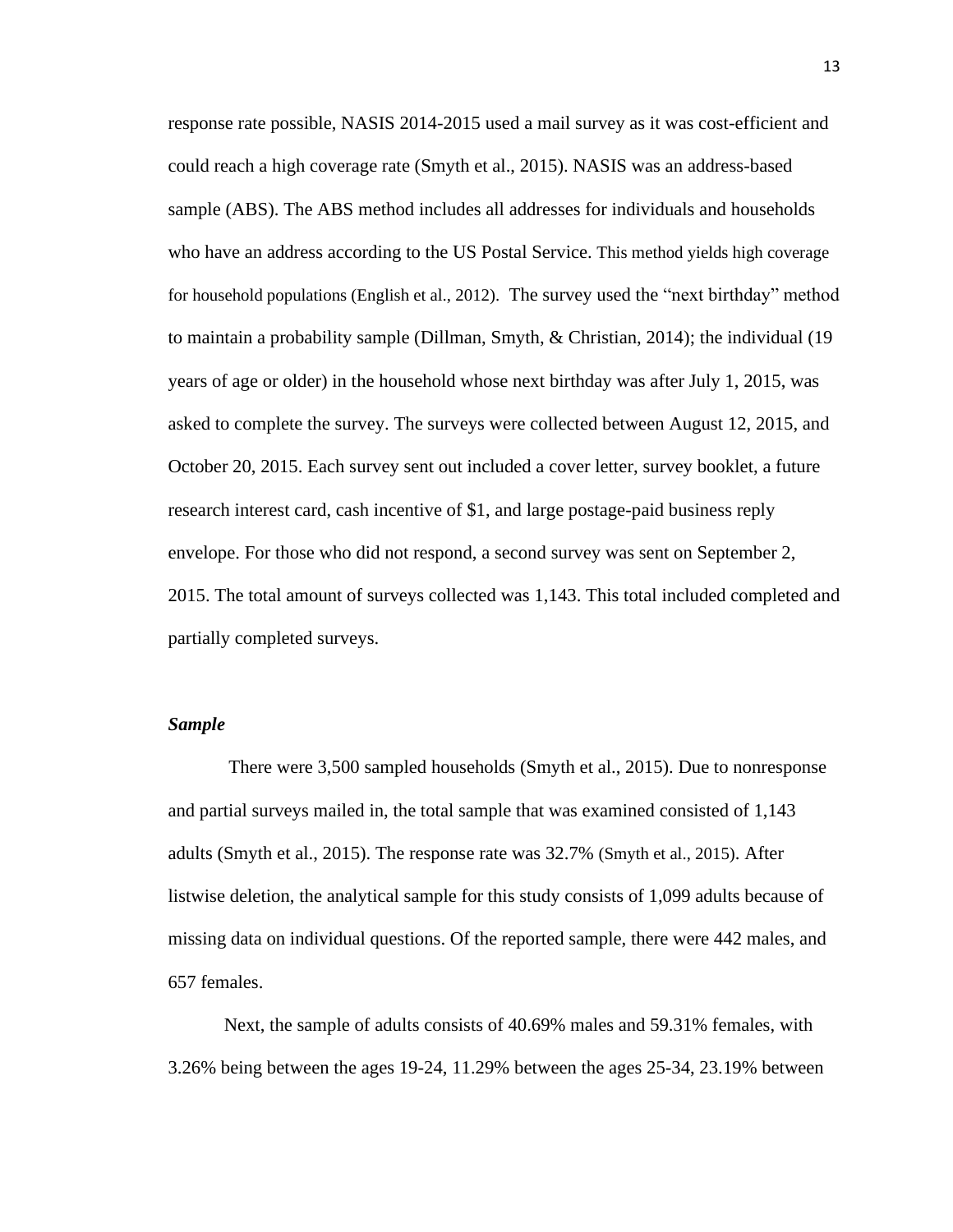response rate possible, NASIS 2014-2015 used a mail survey as it was cost-efficient and could reach a high coverage rate (Smyth et al., 2015). NASIS was an address-based sample (ABS). The ABS method includes all addresses for individuals and households who have an address according to the US Postal Service. This method yields high coverage for household populations (English et al., 2012). The survey used the "next birthday" method to maintain a probability sample (Dillman, Smyth, & Christian, 2014); the individual (19 years of age or older) in the household whose next birthday was after July 1, 2015, was asked to complete the survey. The surveys were collected between August 12, 2015, and October 20, 2015. Each survey sent out included a cover letter, survey booklet, a future research interest card, cash incentive of $1, and large postage-paid business reply envelope. For those who did not respond, a second survey was sent on September 2, 2015. The total amount of surveys collected was 1,143. This total included completed and partially completed surveys.

### *Sample*

There were 3,500 sampled households (Smyth et al., 2015). Due to nonresponse and partial surveys mailed in, the total sample that was examined consisted of 1,143 adults (Smyth et al., 2015). The response rate was 32.7% (Smyth et al., 2015). After listwise deletion, the analytical sample for this study consists of 1,099 adults because of missing data on individual questions. Of the reported sample, there were 442 males, and 657 females.

Next, the sample of adults consists of 40.69% males and 59.31% females, with 3.26% being between the ages 19-24, 11.29% between the ages 25-34, 23.19% between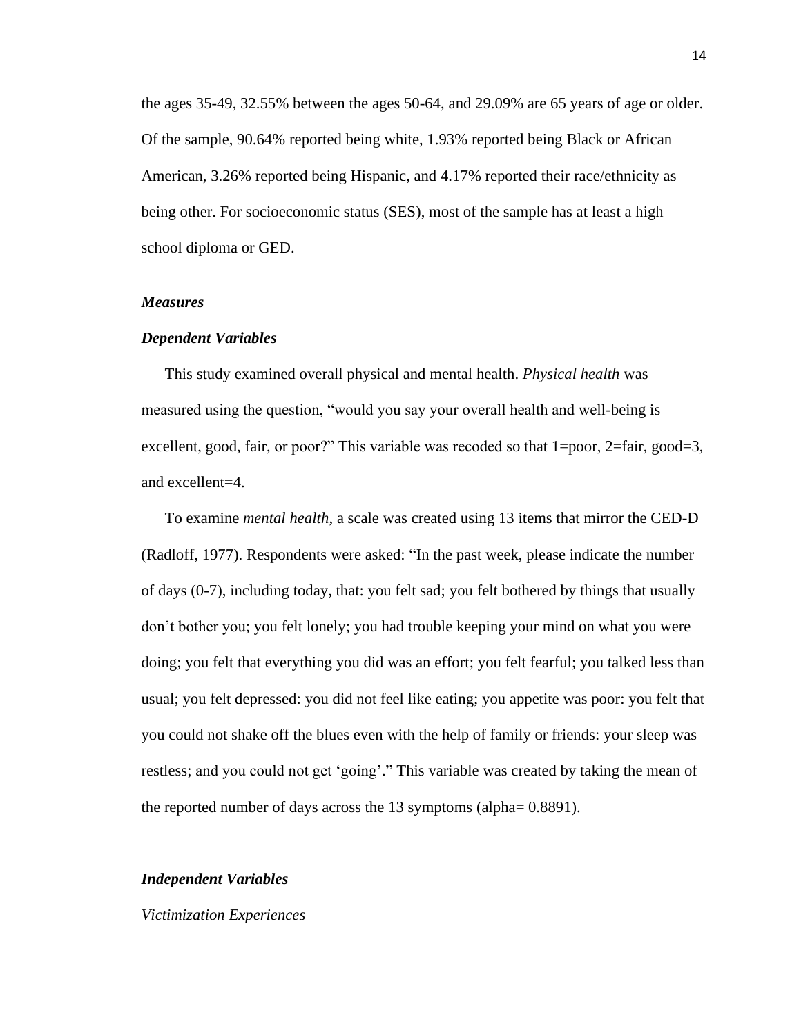the ages 35-49, 32.55% between the ages 50-64, and 29.09% are 65 years of age or older. Of the sample, 90.64% reported being white, 1.93% reported being Black or African American, 3.26% reported being Hispanic, and 4.17% reported their race/ethnicity as being other. For socioeconomic status (SES), most of the sample has at least a high school diploma or GED.

### *Measures*

### *Dependent Variables*

This study examined overall physical and mental health. *Physical health* was measured using the question, "would you say your overall health and well-being is excellent, good, fair, or poor?" This variable was recoded so that 1=poor, 2=fair, good=3, and excellent=4.

To examine *mental health*, a scale was created using 13 items that mirror the CED-D (Radloff, 1977). Respondents were asked: "In the past week, please indicate the number of days (0-7), including today, that: you felt sad; you felt bothered by things that usually don't bother you; you felt lonely; you had trouble keeping your mind on what you were doing; you felt that everything you did was an effort; you felt fearful; you talked less than usual; you felt depressed: you did not feel like eating; you appetite was poor: you felt that you could not shake off the blues even with the help of family or friends: your sleep was restless; and you could not get 'going'." This variable was created by taking the mean of the reported number of days across the 13 symptoms (alpha= 0.8891).

### *Independent Variables*

*Victimization Experiences*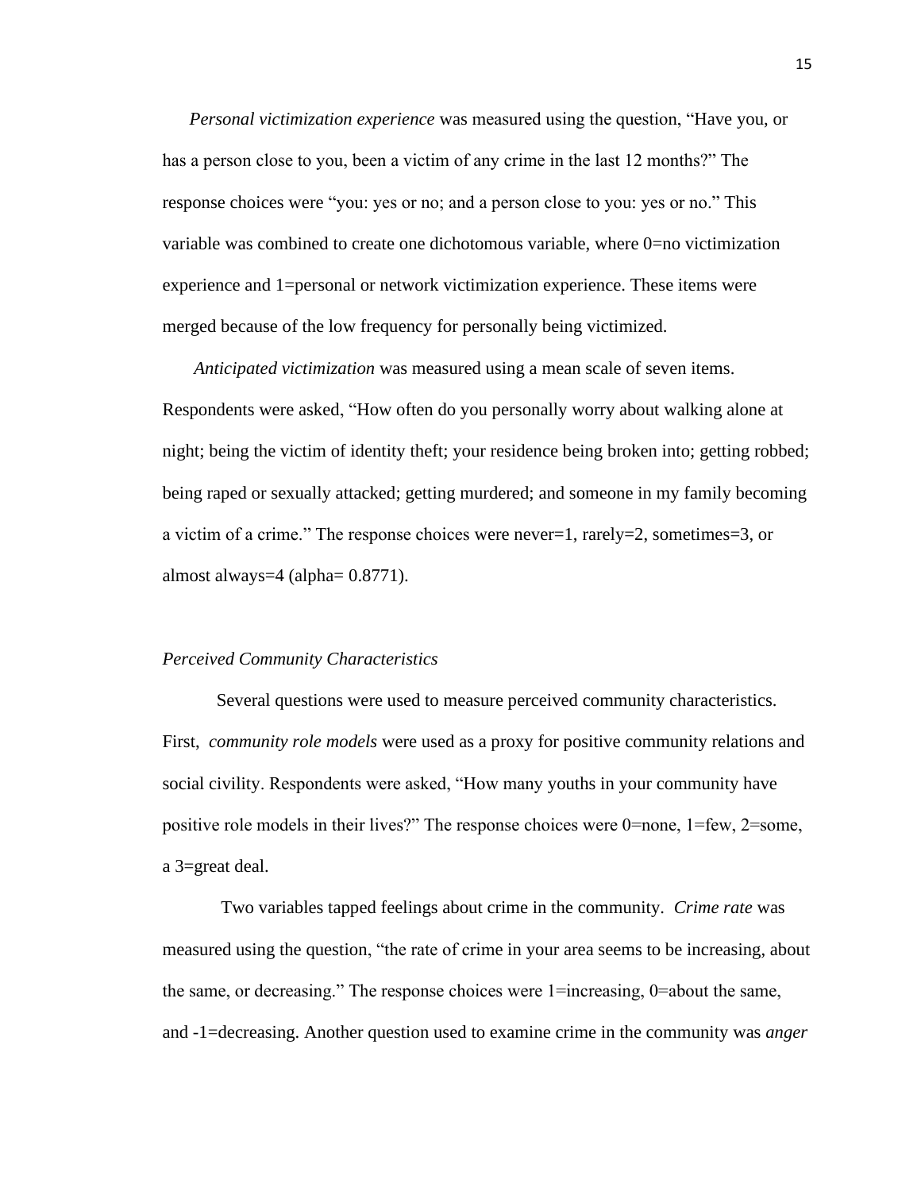*Personal victimization experience* was measured using the question, "Have you, or has a person close to you, been a victim of any crime in the last 12 months?" The response choices were "you: yes or no; and a person close to you: yes or no." This variable was combined to create one dichotomous variable, where 0=no victimization experience and 1=personal or network victimization experience. These items were merged because of the low frequency for personally being victimized.

*Anticipated victimization* was measured using a mean scale of seven items. Respondents were asked, "How often do you personally worry about walking alone at night; being the victim of identity theft; your residence being broken into; getting robbed; being raped or sexually attacked; getting murdered; and someone in my family becoming a victim of a crime." The response choices were never=1, rarely=2, sometimes=3, or almost always=4 (alpha= 0.8771).

*Perceived Community Characteristics*

Several questions were used to measure perceived community characteristics. First, *community role models* were used as a proxy for positive community relations and social civility. Respondents were asked, "How many youths in your community have positive role models in their lives?" The response choices were 0=none, 1=few, 2=some, a 3=great deal.

Two variables tapped feelings about crime in the community. *Crime rate* was measured using the question, "the rate of crime in your area seems to be increasing, about the same, or decreasing." The response choices were 1=increasing, 0=about the same, and -1=decreasing. Another question used to examine crime in the community was *anger*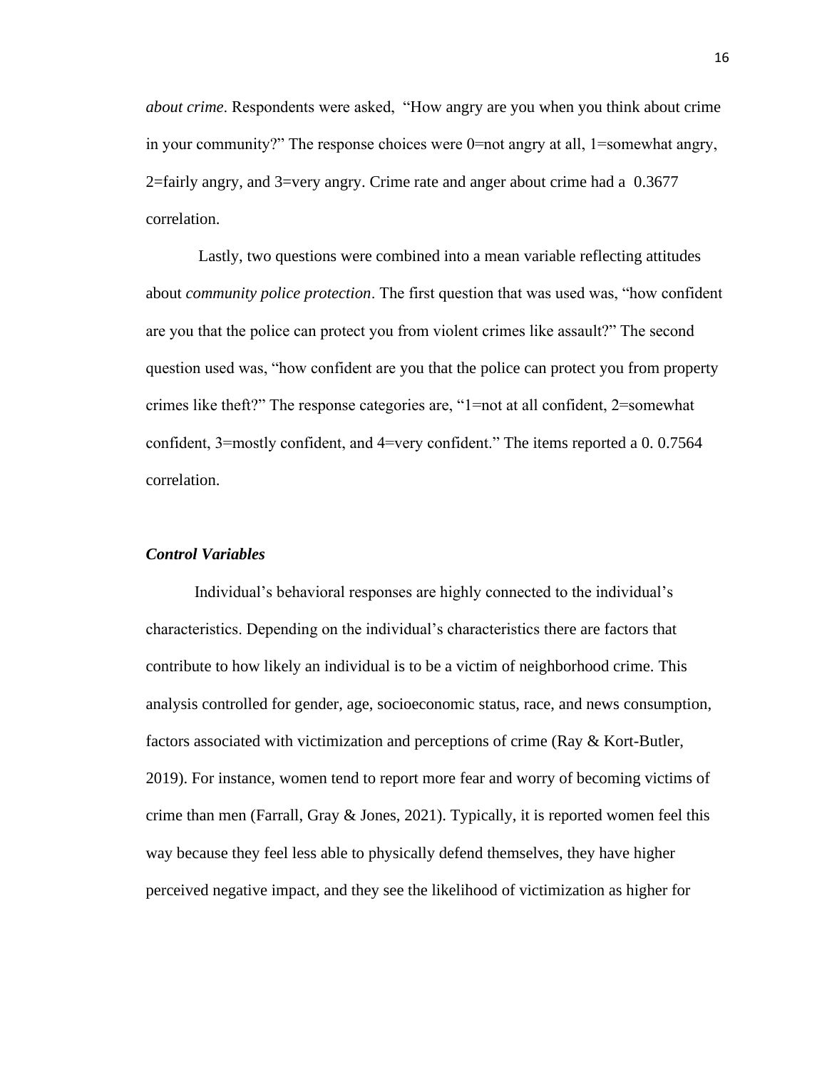*about crime*. Respondents were asked, "How angry are you when you think about crime in your community?" The response choices were 0=not angry at all, 1=somewhat angry, 2=fairly angry, and 3=very angry. Crime rate and anger about crime had a 0.3677 correlation.

Lastly, two questions were combined into a mean variable reflecting attitudes about *community police protection*. The first question that was used was, "how confident are you that the police can protect you from violent crimes like assault?" The second question used was, "how confident are you that the police can protect you from property crimes like theft?" The response categories are, "1=not at all confident, 2=somewhat confident, 3=mostly confident, and 4=very confident." The items reported a 0. 0.7564 correlation.

### ***Control Variables***

Individual's behavioral responses are highly connected to the individual's characteristics. Depending on the individual's characteristics there are factors that contribute to how likely an individual is to be a victim of neighborhood crime. This analysis controlled for gender, age, socioeconomic status, race, and news consumption, factors associated with victimization and perceptions of crime (Ray & Kort-Butler, 2019). For instance, women tend to report more fear and worry of becoming victims of crime than men (Farrall, Gray & Jones, 2021). Typically, it is reported women feel this way because they feel less able to physically defend themselves, they have higher perceived negative impact, and they see the likelihood of victimization as higher for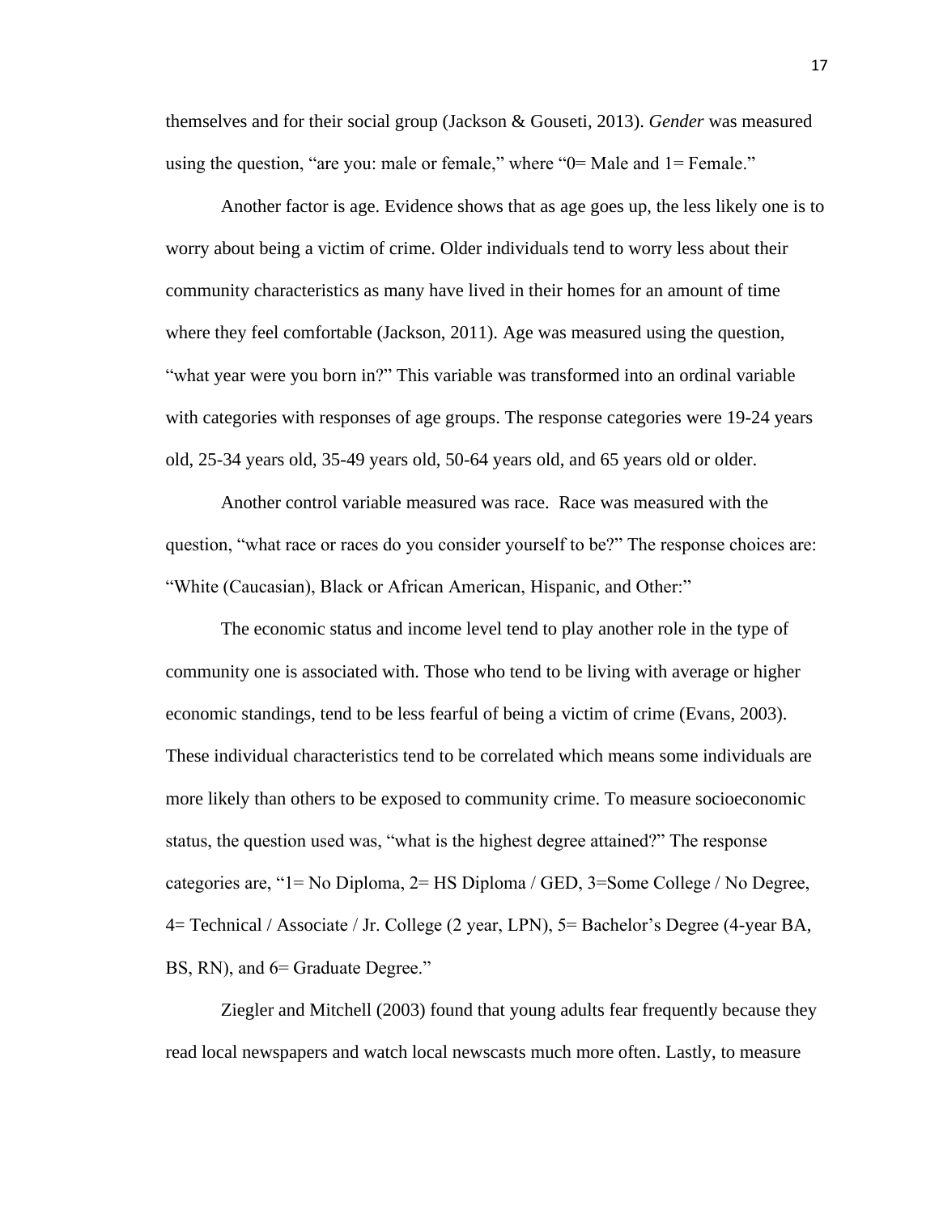themselves and for their social group (Jackson & Gouseti, 2013). *Gender* was measured using the question, "are you: male or female," where "0= Male and 1= Female."

Another factor is age. Evidence shows that as age goes up, the less likely one is to worry about being a victim of crime. Older individuals tend to worry less about their community characteristics as many have lived in their homes for an amount of time where they feel comfortable (Jackson, 2011). Age was measured using the question, "what year were you born in?" This variable was transformed into an ordinal variable with categories with responses of age groups. The response categories were 19-24 years old, 25-34 years old, 35-49 years old, 50-64 years old, and 65 years old or older.

Another control variable measured was race. Race was measured with the question, "what race or races do you consider yourself to be?" The response choices are: "White (Caucasian), Black or African American, Hispanic, and Other:"

The economic status and income level tend to play another role in the type of community one is associated with. Those who tend to be living with average or higher economic standings, tend to be less fearful of being a victim of crime (Evans, 2003). These individual characteristics tend to be correlated which means some individuals are more likely than others to be exposed to community crime. To measure socioeconomic status, the question used was, "what is the highest degree attained?" The response categories are, "1= No Diploma, 2= HS Diploma / GED, 3=Some College / No Degree, 4= Technical / Associate / Jr. College (2 year, LPN), 5= Bachelor's Degree (4-year BA, BS, RN), and 6= Graduate Degree."

Ziegler and Mitchell (2003) found that young adults fear frequently because they read local newspapers and watch local newscasts much more often. Lastly, to measure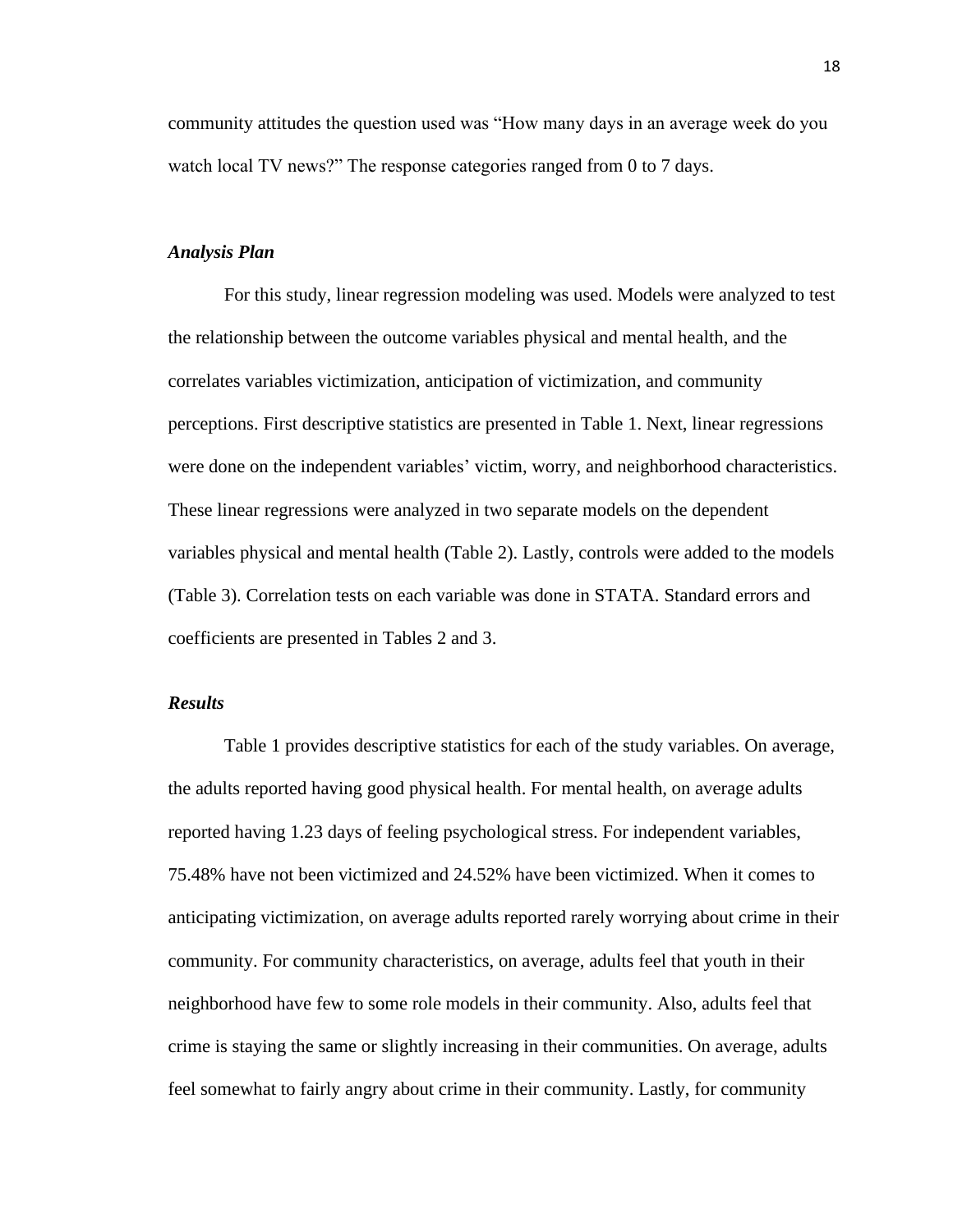community attitudes the question used was "How many days in an average week do you watch local TV news?" The response categories ranged from 0 to 7 days.

### *Analysis Plan*

For this study, linear regression modeling was used. Models were analyzed to test the relationship between the outcome variables physical and mental health, and the correlates variables victimization, anticipation of victimization, and community perceptions. First descriptive statistics are presented in Table 1. Next, linear regressions were done on the independent variables' victim, worry, and neighborhood characteristics. These linear regressions were analyzed in two separate models on the dependent variables physical and mental health (Table 2). Lastly, controls were added to the models (Table 3). Correlation tests on each variable was done in STATA. Standard errors and coefficients are presented in Tables 2 and 3.

### *Results*

Table 1 provides descriptive statistics for each of the study variables. On average, the adults reported having good physical health. For mental health, on average adults reported having 1.23 days of feeling psychological stress. For independent variables, 75.48% have not been victimized and 24.52% have been victimized. When it comes to anticipating victimization, on average adults reported rarely worrying about crime in their community. For community characteristics, on average, adults feel that youth in their neighborhood have few to some role models in their community. Also, adults feel that crime is staying the same or slightly increasing in their communities. On average, adults feel somewhat to fairly angry about crime in their community. Lastly, for community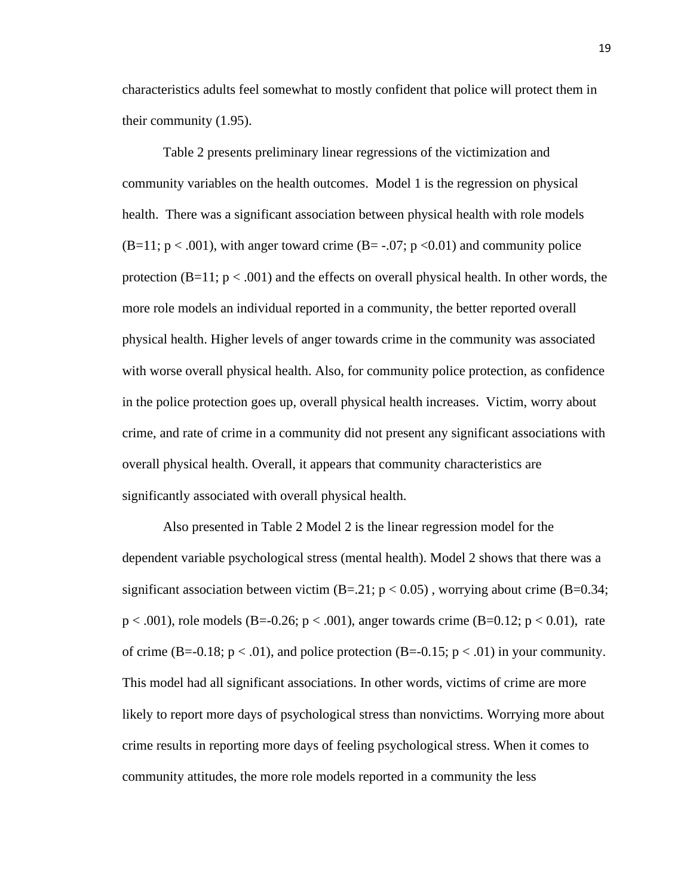characteristics adults feel somewhat to mostly confident that police will protect them in their community (1.95).

Table 2 presents preliminary linear regressions of the victimization and community variables on the health outcomes. Model 1 is the regression on physical health. There was a significant association between physical health with role models (B=11; $p < .001$), with anger toward crime (B= -.07; $p <0.01$) and community police protection (B=11; $p < .001$) and the effects on overall physical health. In other words, the more role models an individual reported in a community, the better reported overall physical health. Higher levels of anger towards crime in the community was associated with worse overall physical health. Also, for community police protection, as confidence in the police protection goes up, overall physical health increases. Victim, worry about crime, and rate of crime in a community did not present any significant associations with overall physical health. Overall, it appears that community characteristics are significantly associated with overall physical health.

Also presented in Table 2 Model 2 is the linear regression model for the dependent variable psychological stress (mental health). Model 2 shows that there was a significant association between victim (B=.21; $p < 0.05$) , worrying about crime (B=0.34; $p < .001$), role models (B=-0.26; $p < .001$), anger towards crime (B=0.12; $p < 0.01$), rate of crime (B=-0.18; $p < .01$), and police protection (B=-0.15; $p < .01$) in your community. This model had all significant associations. In other words, victims of crime are more likely to report more days of psychological stress than nonvictims. Worrying more about crime results in reporting more days of feeling psychological stress. When it comes to community attitudes, the more role models reported in a community the less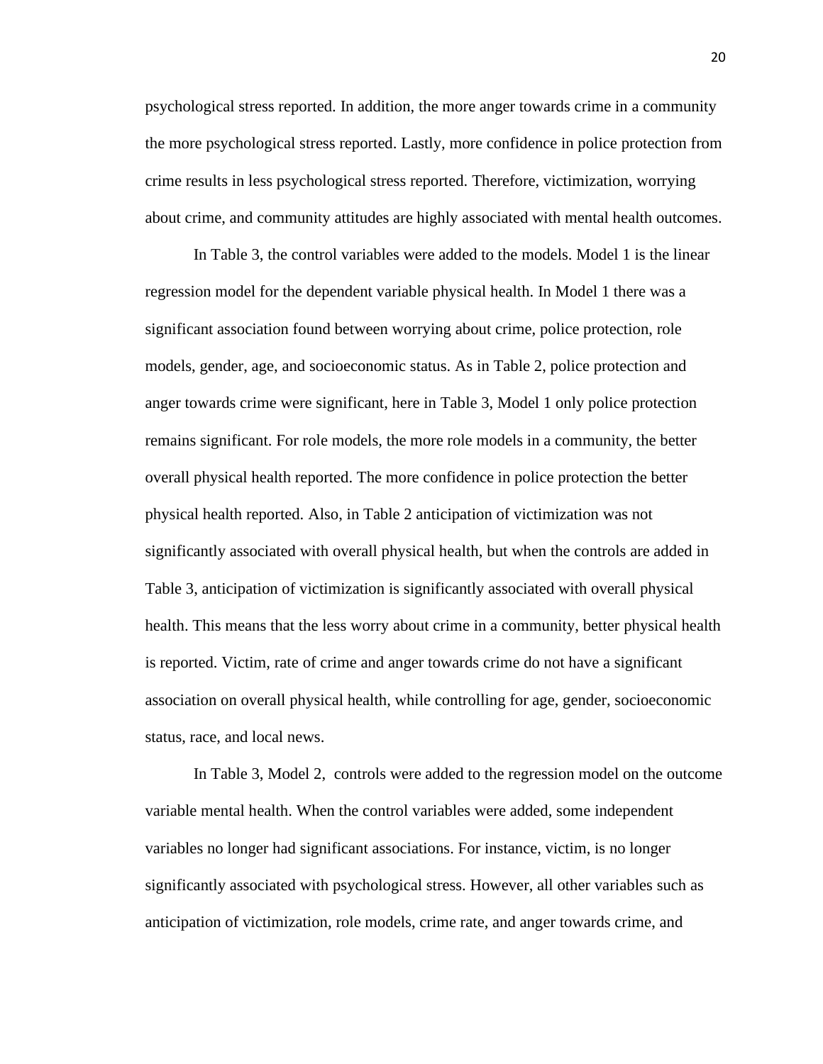psychological stress reported. In addition, the more anger towards crime in a community the more psychological stress reported. Lastly, more confidence in police protection from crime results in less psychological stress reported. Therefore, victimization, worrying about crime, and community attitudes are highly associated with mental health outcomes.

In Table 3, the control variables were added to the models. Model 1 is the linear regression model for the dependent variable physical health. In Model 1 there was a significant association found between worrying about crime, police protection, role models, gender, age, and socioeconomic status. As in Table 2, police protection and anger towards crime were significant, here in Table 3, Model 1 only police protection remains significant. For role models, the more role models in a community, the better overall physical health reported. The more confidence in police protection the better physical health reported. Also, in Table 2 anticipation of victimization was not significantly associated with overall physical health, but when the controls are added in Table 3, anticipation of victimization is significantly associated with overall physical health. This means that the less worry about crime in a community, better physical health is reported. Victim, rate of crime and anger towards crime do not have a significant association on overall physical health, while controlling for age, gender, socioeconomic status, race, and local news.

In Table 3, Model 2, controls were added to the regression model on the outcome variable mental health. When the control variables were added, some independent variables no longer had significant associations. For instance, victim, is no longer significantly associated with psychological stress. However, all other variables such as anticipation of victimization, role models, crime rate, and anger towards crime, and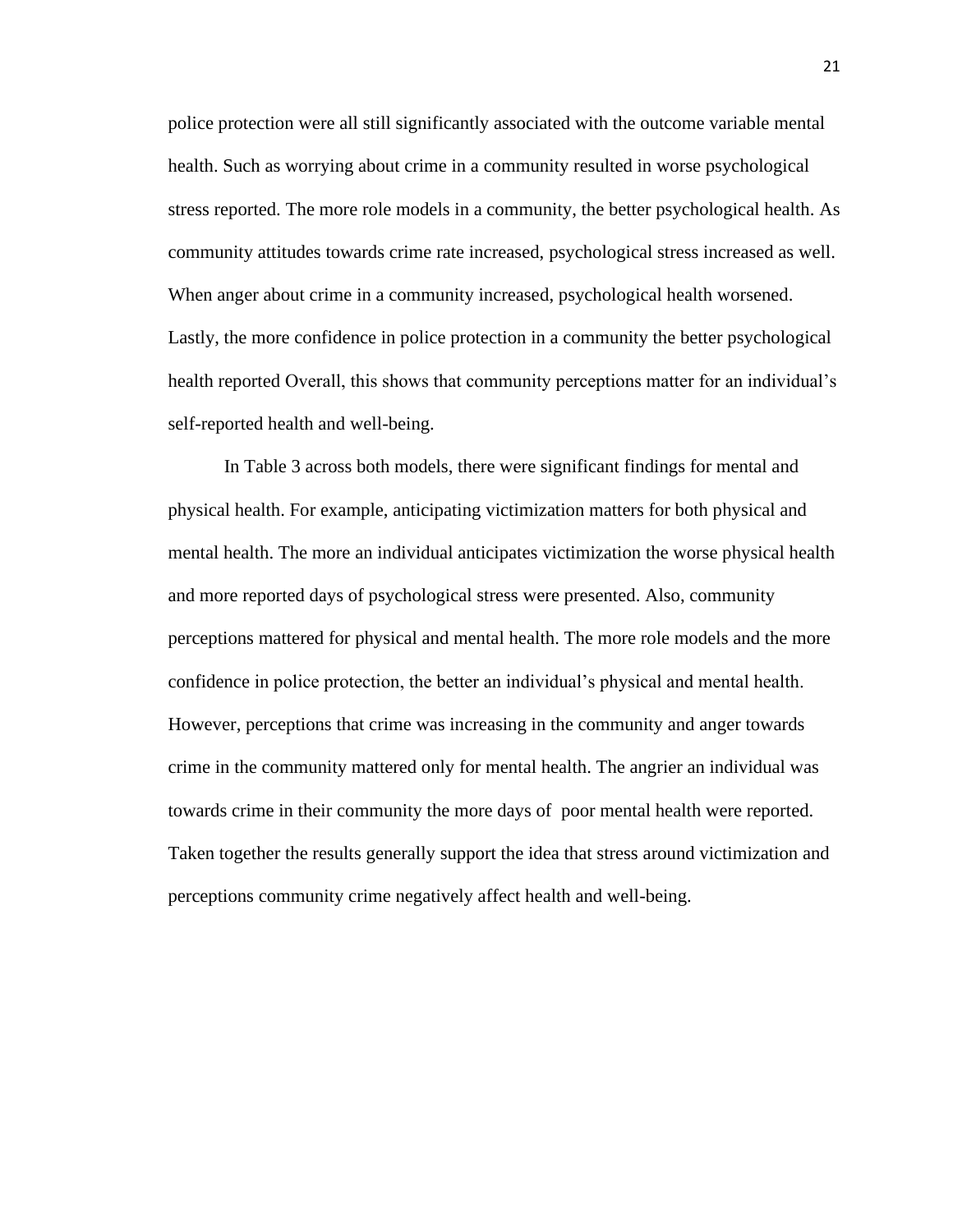police protection were all still significantly associated with the outcome variable mental health. Such as worrying about crime in a community resulted in worse psychological stress reported. The more role models in a community, the better psychological health. As community attitudes towards crime rate increased, psychological stress increased as well. When anger about crime in a community increased, psychological health worsened. Lastly, the more confidence in police protection in a community the better psychological health reported Overall, this shows that community perceptions matter for an individual's self-reported health and well-being.

In Table 3 across both models, there were significant findings for mental and physical health. For example, anticipating victimization matters for both physical and mental health. The more an individual anticipates victimization the worse physical health and more reported days of psychological stress were presented. Also, community perceptions mattered for physical and mental health. The more role models and the more confidence in police protection, the better an individual's physical and mental health. However, perceptions that crime was increasing in the community and anger towards crime in the community mattered only for mental health. The angrier an individual was towards crime in their community the more days of poor mental health were reported. Taken together the results generally support the idea that stress around victimization and perceptions community crime negatively affect health and well-being.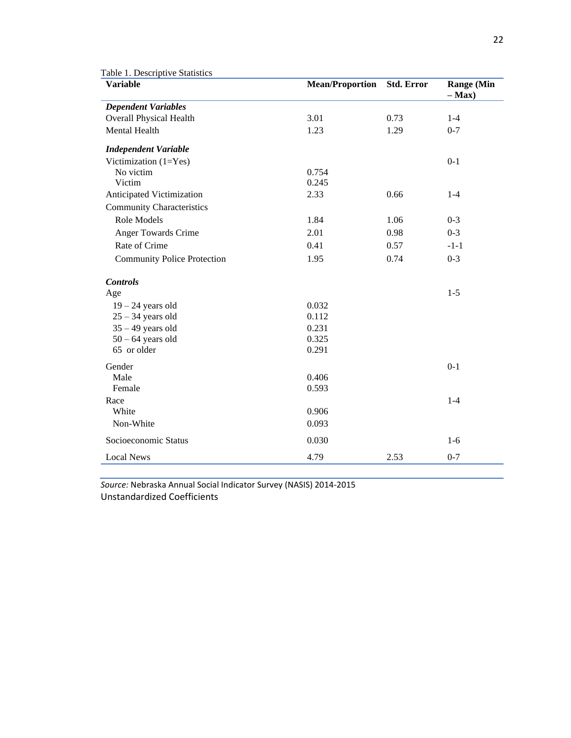Table 1. Descriptive Statistics

| Variable | Mean/Proportion | Std. Error | Range (Min – Max) |
|---|---|---|---|
| ***Dependent Variables*** | | | |
| Overall Physical Health | 3.01 | 0.73 | 1-4 |
| Mental Health | 1.23 | 1.29 | 0-7 |
| ***Independent Variable*** | | | |
| Victimization (1=Yes) | | | 0-1 |
| No victim | 0.754 | | |
| Victim | 0.245 | | |
| Anticipated Victimization | 2.33 | 0.66 | 1-4 |
| Community Characteristics | | | |
| Role Models | 1.84 | 1.06 | 0-3 |
| Anger Towards Crime | 2.01 | 0.98 | 0-3 |
| Rate of Crime | 0.41 | 0.57 | -1-1 |
| Community Police Protection | 1.95 | 0.74 | 0-3 |
| ***Controls*** | | | |
| Age | | | 1-5 |
| 19 – 24 years old | 0.032 | | |
| 25 – 34 years old | 0.112 | | |
| 35 – 49 years old | 0.231 | | |
| 50 – 64 years old | 0.325 | | |
| 65 or older | 0.291 | | |
| Gender | | | 0-1 |
| Male | 0.406 | | |
| Female | 0.593 | | |
| Race | | | 1-4 |
| White | 0.906 | | |
| Non-White | 0.093 | | |
| Socioeconomic Status | 0.030 | | 1-6 |
| Local News | 4.79 | 2.53 | 0-7 |

*Source:* Nebraska Annual Social Indicator Survey (NASIS) 2014-2015
Unstandardized Coefficients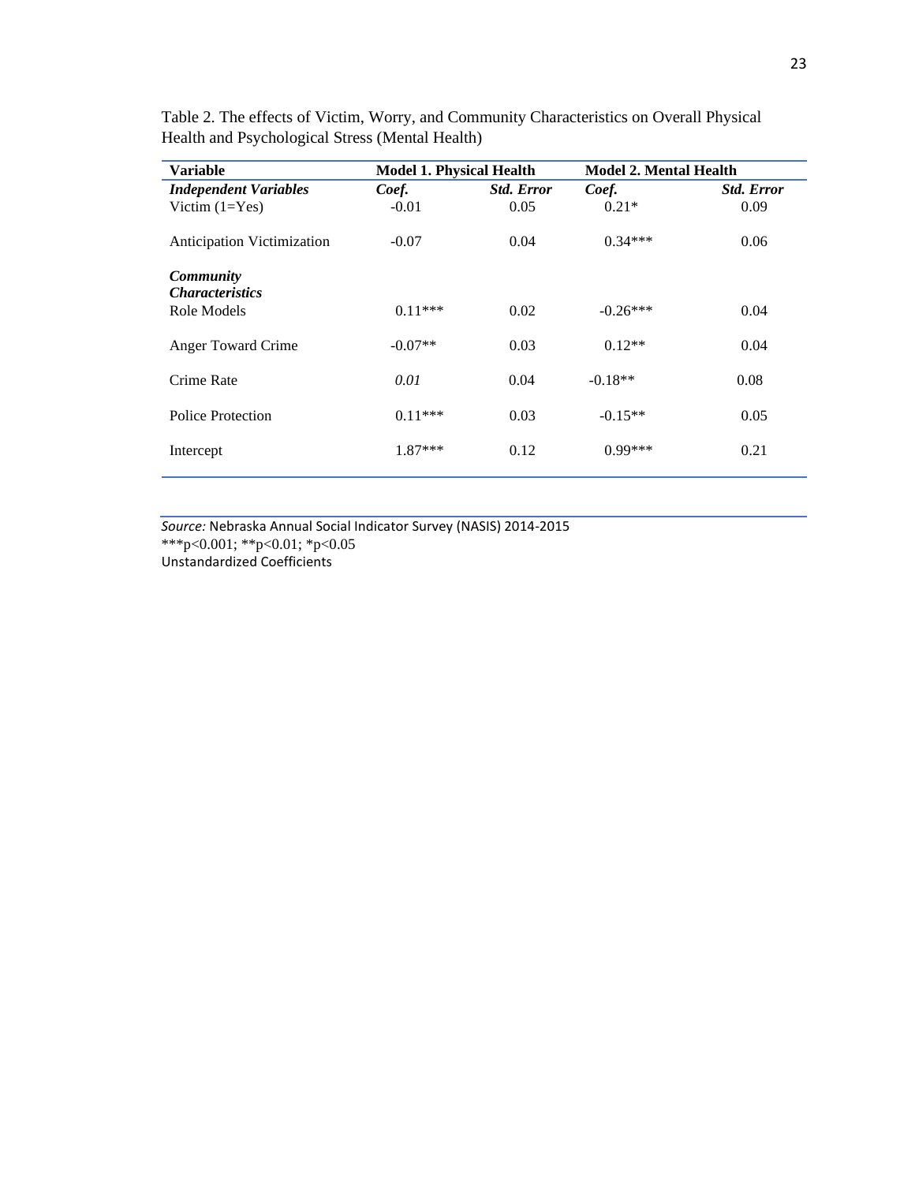Table 2. The effects of Victim, Worry, and Community Characteristics on Overall Physical Health and Psychological Stress (Mental Health)

| Variable | Model 1. Physical Health | | Model 2. Mental Health | |
|---|---|---|---|---|
| ***Independent Variables*** | ***Coef.*** | ***Std. Error*** | ***Coef.*** | ***Std. Error*** |
| Victim (1=Yes) | -0.01 | 0.05 | 0.21* | 0.09 |
| Anticipation Victimization | -0.07 | 0.04 | 0.34*** | 0.06 |
| ***Community Characteristics*** | | | | |
| Role Models | 0.11*** | 0.02 | -0.26*** | 0.04 |
| Anger Toward Crime | -0.07** | 0.03 | 0.12** | 0.04 |
| Crime Rate | *0.01* | 0.04 | -0.18** | 0.08 |
| Police Protection | 0.11*** | 0.03 | -0.15** | 0.05 |
| Intercept | 1.87*** | 0.12 | 0.99*** | 0.21 |

*Source:* Nebraska Annual Social Indicator Survey (NASIS) 2014-2015
***p<0.001; **p<0.01; *p<0.05
Unstandardized Coefficients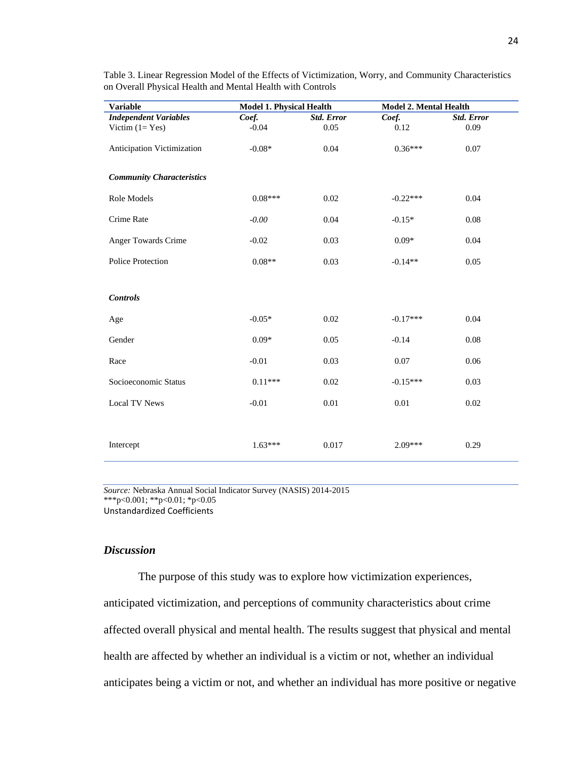Table 3. Linear Regression Model of the Effects of Victimization, Worry, and Community Characteristics on Overall Physical Health and Mental Health with Controls

| Variable | Model 1. Physical Health | | Model 2. Mental Health | |
|---|---|---|---|---|
| ***Independent Variables*** | ***Coef.*** | ***Std. Error*** | ***Coef.*** | ***Std. Error*** |
| Victim (1= Yes) | -0.04 | 0.05 | 0.12 | 0.09 |
| Anticipation Victimization | -0.08* | 0.04 | 0.36*** | 0.07 |
| ***Community Characteristics*** | | | | |
| Role Models | 0.08*** | 0.02 | -0.22*** | 0.04 |
| Crime Rate | *-0.00* | 0.04 | -0.15* | 0.08 |
| Anger Towards Crime | -0.02 | 0.03 | 0.09* | 0.04 |
| Police Protection | 0.08** | 0.03 | -0.14** | 0.05 |
| ***Controls*** | | | | |
| Age | -0.05* | 0.02 | -0.17*** | 0.04 |
| Gender | 0.09* | 0.05 | -0.14 | 0.08 |
| Race | -0.01 | 0.03 | 0.07 | 0.06 |
| Socioeconomic Status | 0.11*** | 0.02 | -0.15*** | 0.03 |
| Local TV News | -0.01 | 0.01 | 0.01 | 0.02 |
| Intercept | 1.63*** | 0.017 | 2.09*** | 0.29 |

*Source:* Nebraska Annual Social Indicator Survey (NASIS) 2014-2015
***p<0.001; **p<0.01; *p<0.05
Unstandardized Coefficients

### *Discussion*

The purpose of this study was to explore how victimization experiences, anticipated victimization, and perceptions of community characteristics about crime affected overall physical and mental health. The results suggest that physical and mental health are affected by whether an individual is a victim or not, whether an individual anticipates being a victim or not, and whether an individual has more positive or negative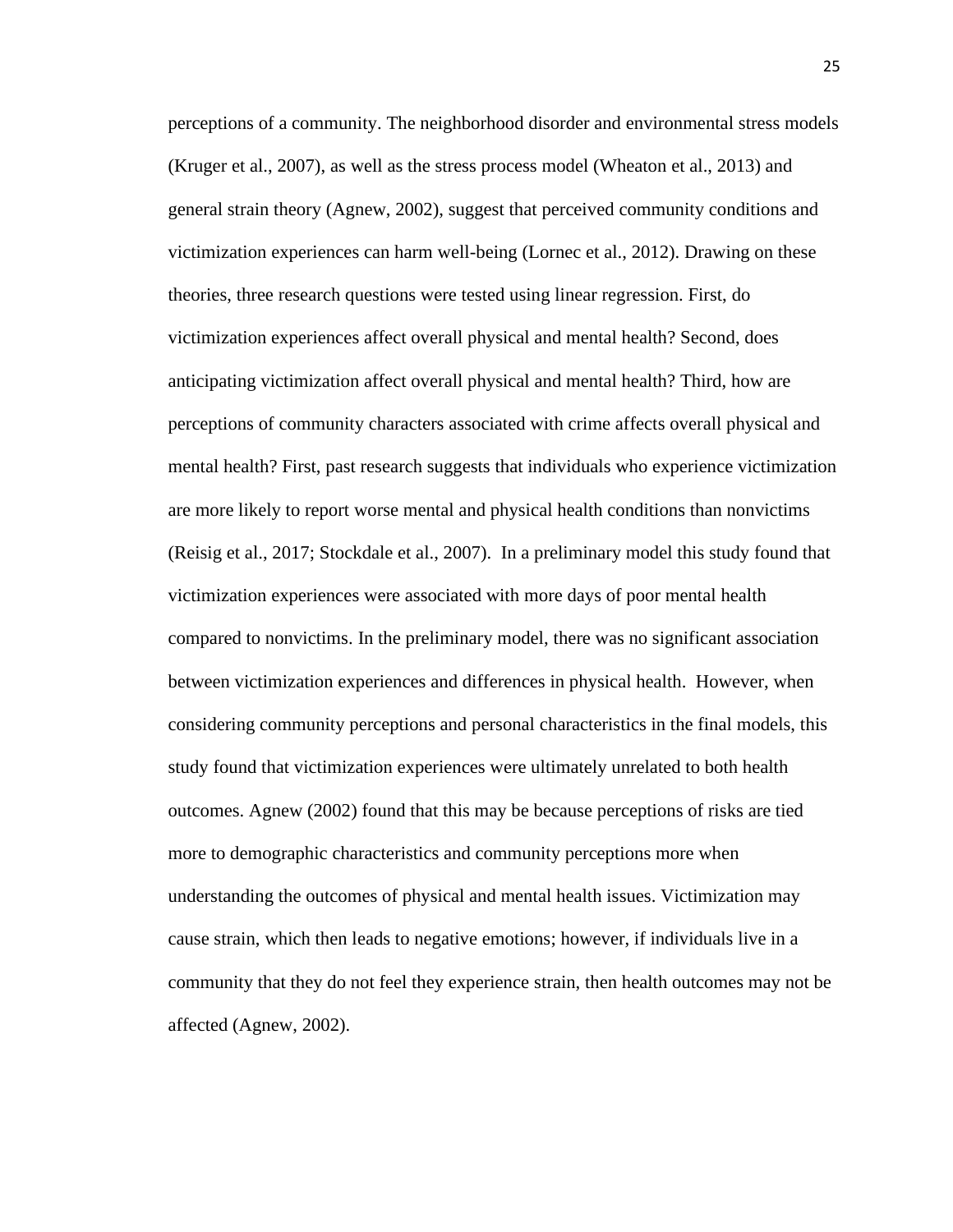perceptions of a community. The neighborhood disorder and environmental stress models (Kruger et al., 2007), as well as the stress process model (Wheaton et al., 2013) and general strain theory (Agnew, 2002), suggest that perceived community conditions and victimization experiences can harm well-being (Lornec et al., 2012). Drawing on these theories, three research questions were tested using linear regression. First, do victimization experiences affect overall physical and mental health? Second, does anticipating victimization affect overall physical and mental health? Third, how are perceptions of community characters associated with crime affects overall physical and mental health? First, past research suggests that individuals who experience victimization are more likely to report worse mental and physical health conditions than nonvictims (Reisig et al., 2017; Stockdale et al., 2007). In a preliminary model this study found that victimization experiences were associated with more days of poor mental health compared to nonvictims. In the preliminary model, there was no significant association between victimization experiences and differences in physical health. However, when considering community perceptions and personal characteristics in the final models, this study found that victimization experiences were ultimately unrelated to both health outcomes. Agnew (2002) found that this may be because perceptions of risks are tied more to demographic characteristics and community perceptions more when understanding the outcomes of physical and mental health issues. Victimization may cause strain, which then leads to negative emotions; however, if individuals live in a community that they do not feel they experience strain, then health outcomes may not be affected (Agnew, 2002).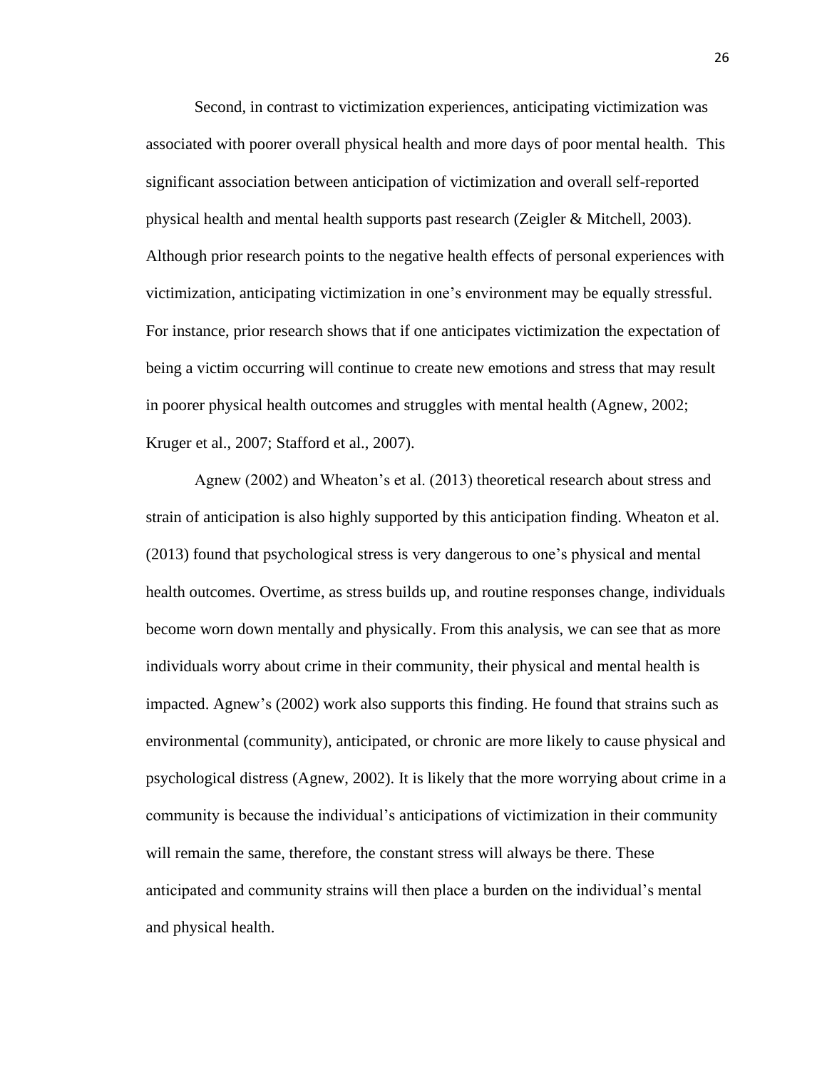Second, in contrast to victimization experiences, anticipating victimization was associated with poorer overall physical health and more days of poor mental health. This significant association between anticipation of victimization and overall self-reported physical health and mental health supports past research (Zeigler & Mitchell, 2003). Although prior research points to the negative health effects of personal experiences with victimization, anticipating victimization in one's environment may be equally stressful. For instance, prior research shows that if one anticipates victimization the expectation of being a victim occurring will continue to create new emotions and stress that may result in poorer physical health outcomes and struggles with mental health (Agnew, 2002; Kruger et al., 2007; Stafford et al., 2007).

Agnew (2002) and Wheaton's et al. (2013) theoretical research about stress and strain of anticipation is also highly supported by this anticipation finding. Wheaton et al. (2013) found that psychological stress is very dangerous to one's physical and mental health outcomes. Overtime, as stress builds up, and routine responses change, individuals become worn down mentally and physically. From this analysis, we can see that as more individuals worry about crime in their community, their physical and mental health is impacted. Agnew's (2002) work also supports this finding. He found that strains such as environmental (community), anticipated, or chronic are more likely to cause physical and psychological distress (Agnew, 2002). It is likely that the more worrying about crime in a community is because the individual's anticipations of victimization in their community will remain the same, therefore, the constant stress will always be there. These anticipated and community strains will then place a burden on the individual's mental and physical health.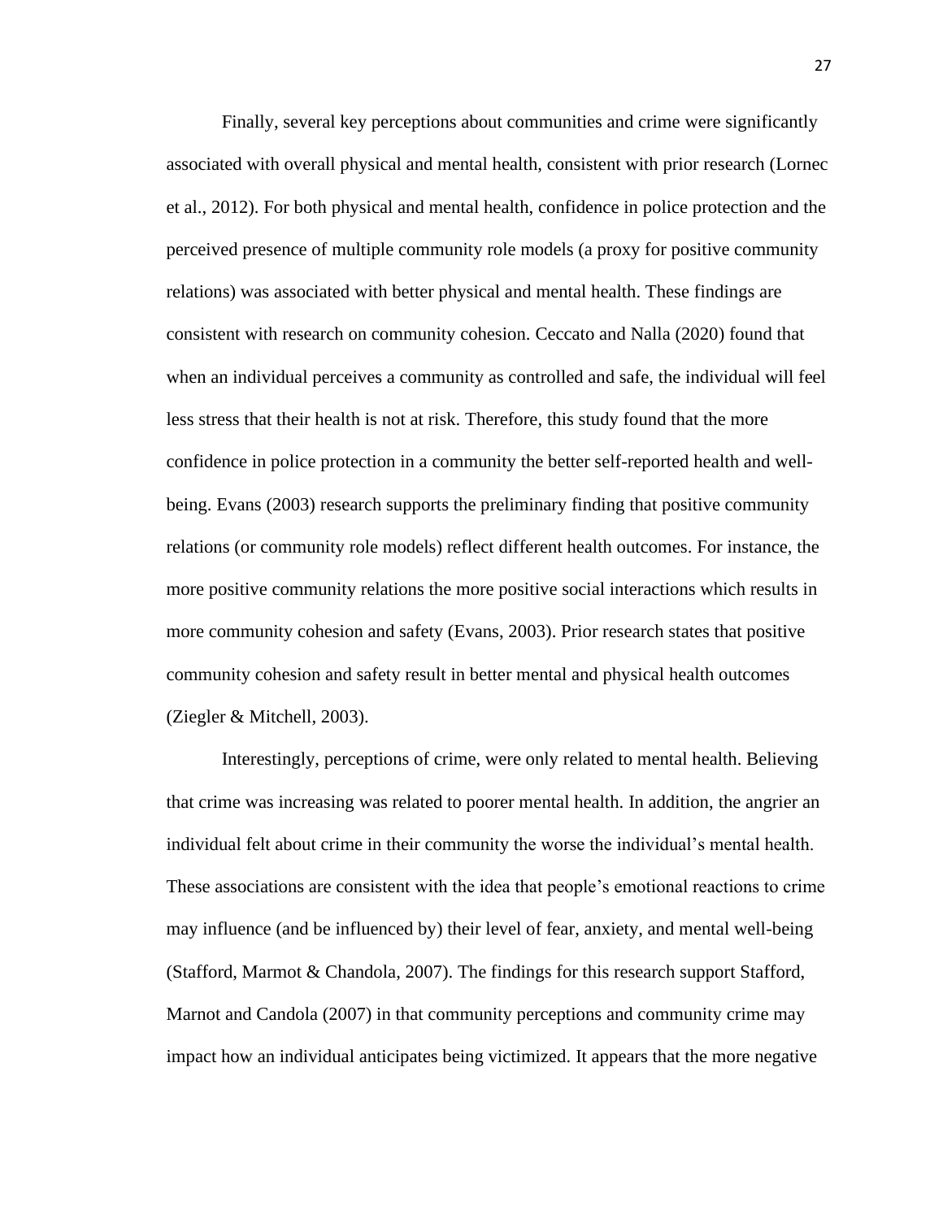Finally, several key perceptions about communities and crime were significantly associated with overall physical and mental health, consistent with prior research (Lornec et al., 2012). For both physical and mental health, confidence in police protection and the perceived presence of multiple community role models (a proxy for positive community relations) was associated with better physical and mental health. These findings are consistent with research on community cohesion. Ceccato and Nalla (2020) found that when an individual perceives a community as controlled and safe, the individual will feel less stress that their health is not at risk. Therefore, this study found that the more confidence in police protection in a community the better self-reported health and well-being. Evans (2003) research supports the preliminary finding that positive community relations (or community role models) reflect different health outcomes. For instance, the more positive community relations the more positive social interactions which results in more community cohesion and safety (Evans, 2003). Prior research states that positive community cohesion and safety result in better mental and physical health outcomes (Ziegler & Mitchell, 2003).

Interestingly, perceptions of crime, were only related to mental health. Believing that crime was increasing was related to poorer mental health. In addition, the angrier an individual felt about crime in their community the worse the individual's mental health. These associations are consistent with the idea that people's emotional reactions to crime may influence (and be influenced by) their level of fear, anxiety, and mental well-being (Stafford, Marmot & Chandola, 2007). The findings for this research support Stafford, Marnot and Candola (2007) in that community perceptions and community crime may impact how an individual anticipates being victimized. It appears that the more negative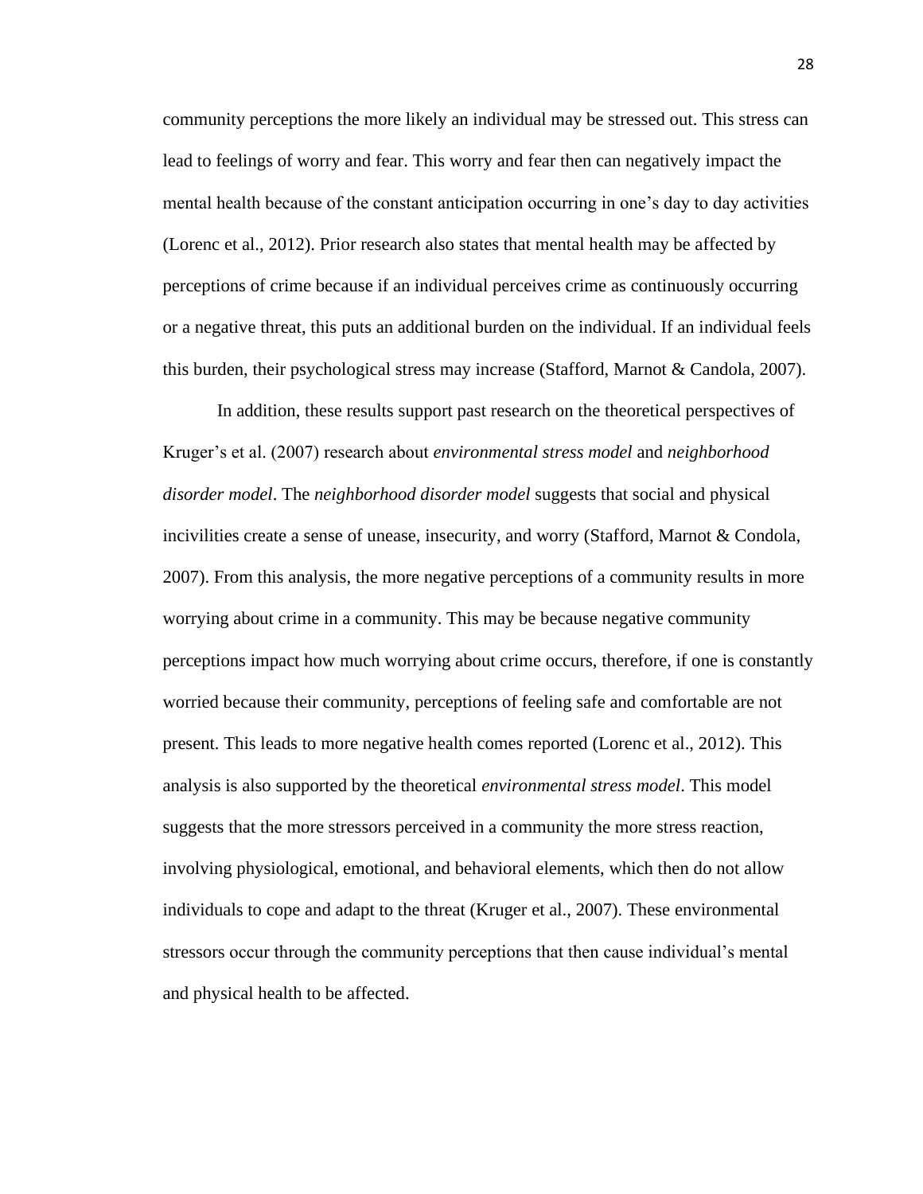community perceptions the more likely an individual may be stressed out. This stress can lead to feelings of worry and fear. This worry and fear then can negatively impact the mental health because of the constant anticipation occurring in one's day to day activities (Lorenc et al., 2012). Prior research also states that mental health may be affected by perceptions of crime because if an individual perceives crime as continuously occurring or a negative threat, this puts an additional burden on the individual. If an individual feels this burden, their psychological stress may increase (Stafford, Marnot & Candola, 2007).

In addition, these results support past research on the theoretical perspectives of Kruger's et al. (2007) research about *environmental stress model* and *neighborhood disorder model*. The *neighborhood disorder model* suggests that social and physical incivilities create a sense of unease, insecurity, and worry (Stafford, Marnot & Condola, 2007). From this analysis, the more negative perceptions of a community results in more worrying about crime in a community. This may be because negative community perceptions impact how much worrying about crime occurs, therefore, if one is constantly worried because their community, perceptions of feeling safe and comfortable are not present. This leads to more negative health comes reported (Lorenc et al., 2012). This analysis is also supported by the theoretical *environmental stress model*. This model suggests that the more stressors perceived in a community the more stress reaction, involving physiological, emotional, and behavioral elements, which then do not allow individuals to cope and adapt to the threat (Kruger et al., 2007). These environmental stressors occur through the community perceptions that then cause individual's mental and physical health to be affected.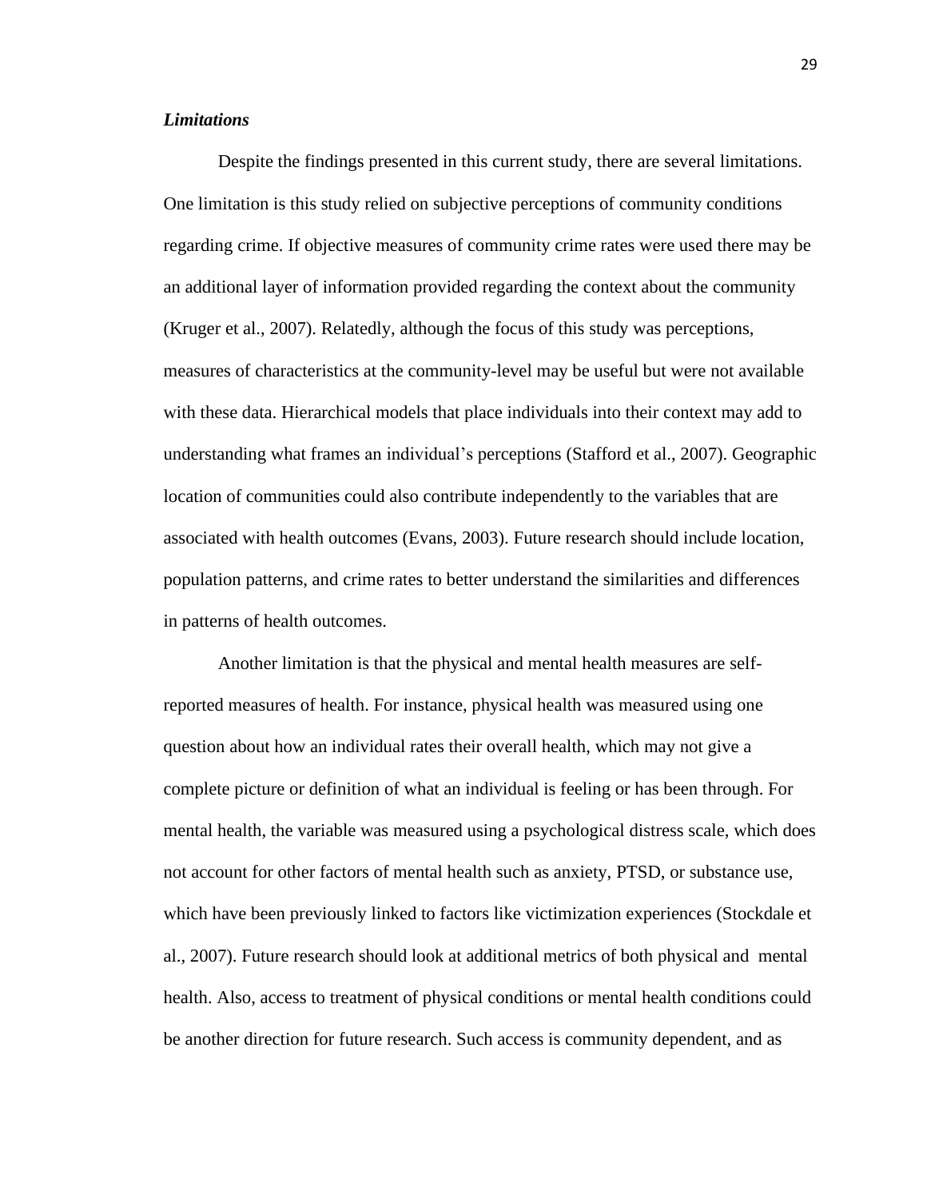### *Limitations*

Despite the findings presented in this current study, there are several limitations. One limitation is this study relied on subjective perceptions of community conditions regarding crime. If objective measures of community crime rates were used there may be an additional layer of information provided regarding the context about the community (Kruger et al., 2007). Relatedly, although the focus of this study was perceptions, measures of characteristics at the community-level may be useful but were not available with these data. Hierarchical models that place individuals into their context may add to understanding what frames an individual's perceptions (Stafford et al., 2007). Geographic location of communities could also contribute independently to the variables that are associated with health outcomes (Evans, 2003). Future research should include location, population patterns, and crime rates to better understand the similarities and differences in patterns of health outcomes.

Another limitation is that the physical and mental health measures are self-reported measures of health. For instance, physical health was measured using one question about how an individual rates their overall health, which may not give a complete picture or definition of what an individual is feeling or has been through. For mental health, the variable was measured using a psychological distress scale, which does not account for other factors of mental health such as anxiety, PTSD, or substance use, which have been previously linked to factors like victimization experiences (Stockdale et al., 2007). Future research should look at additional metrics of both physical and mental health. Also, access to treatment of physical conditions or mental health conditions could be another direction for future research. Such access is community dependent, and as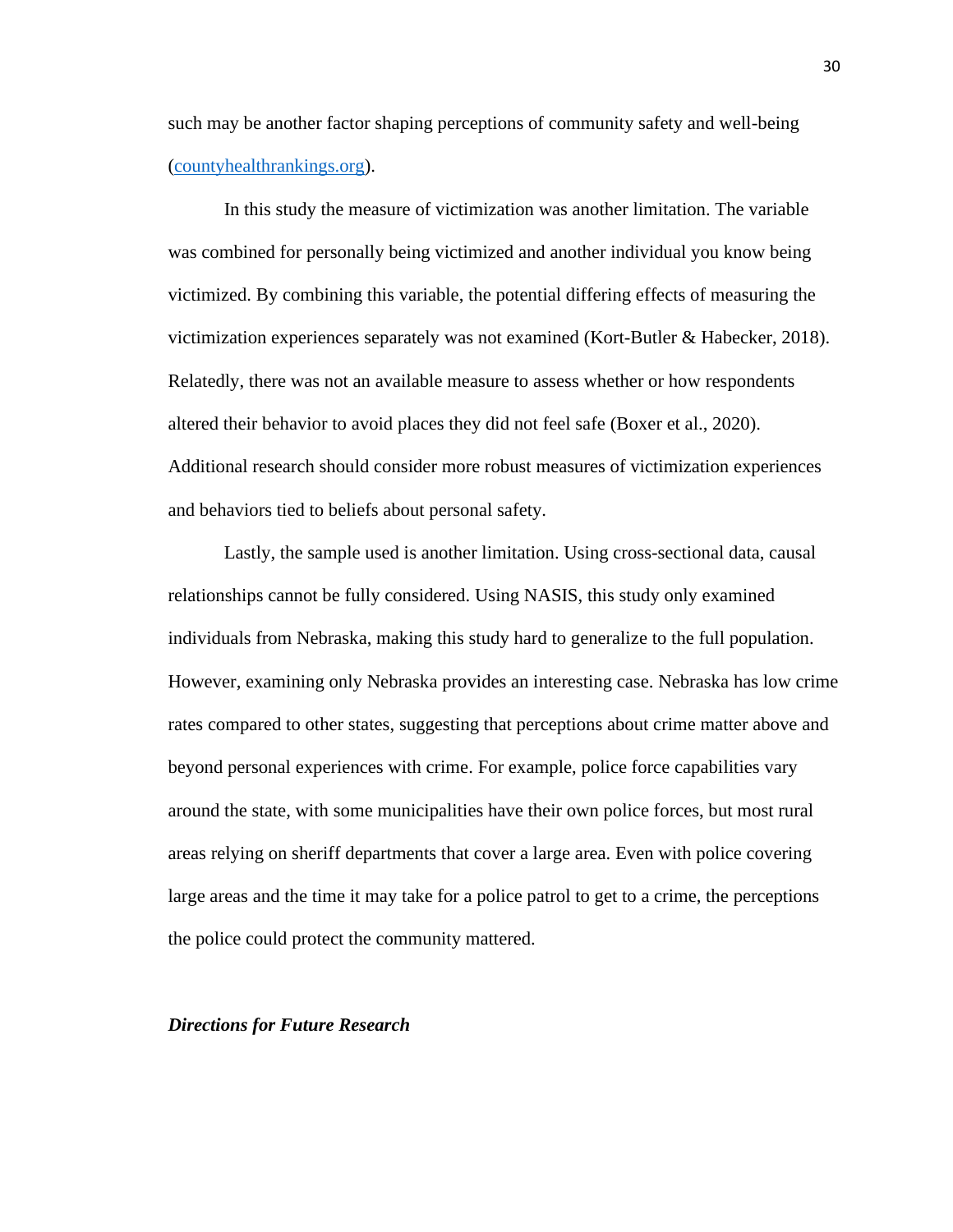such may be another factor shaping perceptions of community safety and well-being (countyhealthrankings.org).

In this study the measure of victimization was another limitation. The variable was combined for personally being victimized and another individual you know being victimized. By combining this variable, the potential differing effects of measuring the victimization experiences separately was not examined (Kort-Butler & Habecker, 2018). Relatedly, there was not an available measure to assess whether or how respondents altered their behavior to avoid places they did not feel safe (Boxer et al., 2020). Additional research should consider more robust measures of victimization experiences and behaviors tied to beliefs about personal safety.

Lastly, the sample used is another limitation. Using cross-sectional data, causal relationships cannot be fully considered. Using NASIS, this study only examined individuals from Nebraska, making this study hard to generalize to the full population. However, examining only Nebraska provides an interesting case. Nebraska has low crime rates compared to other states, suggesting that perceptions about crime matter above and beyond personal experiences with crime. For example, police force capabilities vary around the state, with some municipalities have their own police forces, but most rural areas relying on sheriff departments that cover a large area. Even with police covering large areas and the time it may take for a police patrol to get to a crime, the perceptions the police could protect the community mattered.

### ***Directions for Future Research***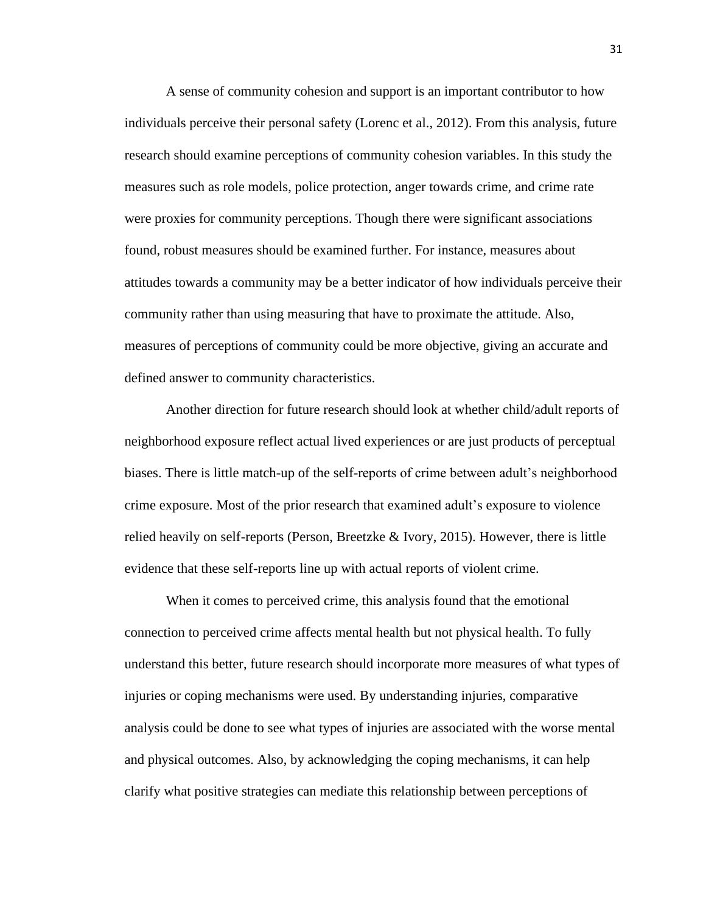A sense of community cohesion and support is an important contributor to how individuals perceive their personal safety (Lorenc et al., 2012). From this analysis, future research should examine perceptions of community cohesion variables. In this study the measures such as role models, police protection, anger towards crime, and crime rate were proxies for community perceptions. Though there were significant associations found, robust measures should be examined further. For instance, measures about attitudes towards a community may be a better indicator of how individuals perceive their community rather than using measuring that have to proximate the attitude. Also, measures of perceptions of community could be more objective, giving an accurate and defined answer to community characteristics.

Another direction for future research should look at whether child/adult reports of neighborhood exposure reflect actual lived experiences or are just products of perceptual biases. There is little match-up of the self-reports of crime between adult's neighborhood crime exposure. Most of the prior research that examined adult's exposure to violence relied heavily on self-reports (Person, Breetzke & Ivory, 2015). However, there is little evidence that these self-reports line up with actual reports of violent crime.

When it comes to perceived crime, this analysis found that the emotional connection to perceived crime affects mental health but not physical health. To fully understand this better, future research should incorporate more measures of what types of injuries or coping mechanisms were used. By understanding injuries, comparative analysis could be done to see what types of injuries are associated with the worse mental and physical outcomes. Also, by acknowledging the coping mechanisms, it can help clarify what positive strategies can mediate this relationship between perceptions of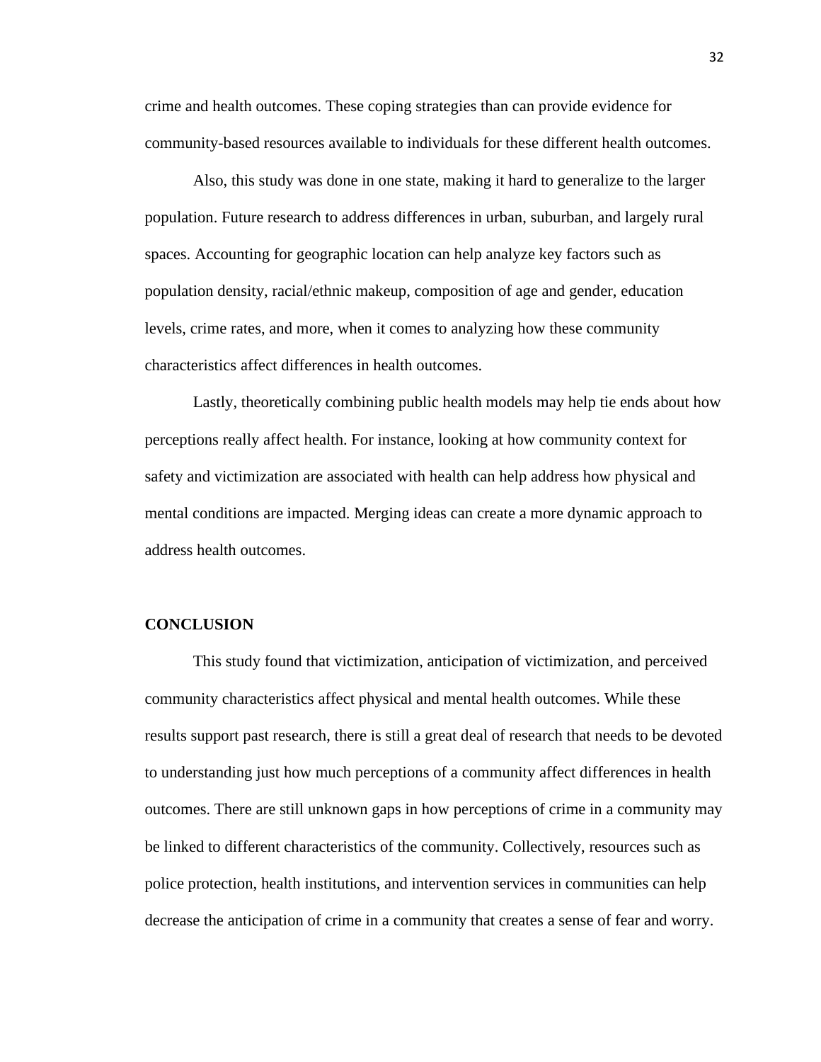crime and health outcomes. These coping strategies than can provide evidence for community-based resources available to individuals for these different health outcomes.

Also, this study was done in one state, making it hard to generalize to the larger population. Future research to address differences in urban, suburban, and largely rural spaces. Accounting for geographic location can help analyze key factors such as population density, racial/ethnic makeup, composition of age and gender, education levels, crime rates, and more, when it comes to analyzing how these community characteristics affect differences in health outcomes.

Lastly, theoretically combining public health models may help tie ends about how perceptions really affect health. For instance, looking at how community context for safety and victimization are associated with health can help address how physical and mental conditions are impacted. Merging ideas can create a more dynamic approach to address health outcomes.

## CONCLUSION

This study found that victimization, anticipation of victimization, and perceived community characteristics affect physical and mental health outcomes. While these results support past research, there is still a great deal of research that needs to be devoted to understanding just how much perceptions of a community affect differences in health outcomes. There are still unknown gaps in how perceptions of crime in a community may be linked to different characteristics of the community. Collectively, resources such as police protection, health institutions, and intervention services in communities can help decrease the anticipation of crime in a community that creates a sense of fear and worry.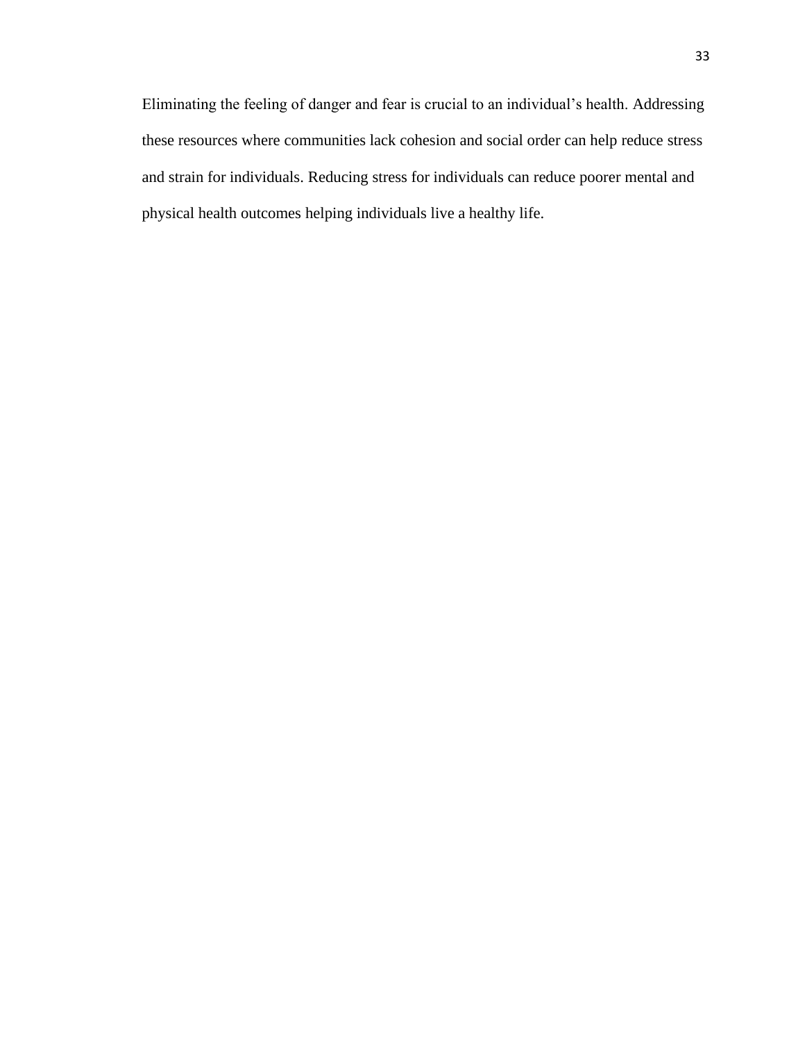Eliminating the feeling of danger and fear is crucial to an individual's health. Addressing these resources where communities lack cohesion and social order can help reduce stress and strain for individuals. Reducing stress for individuals can reduce poorer mental and physical health outcomes helping individuals live a healthy life.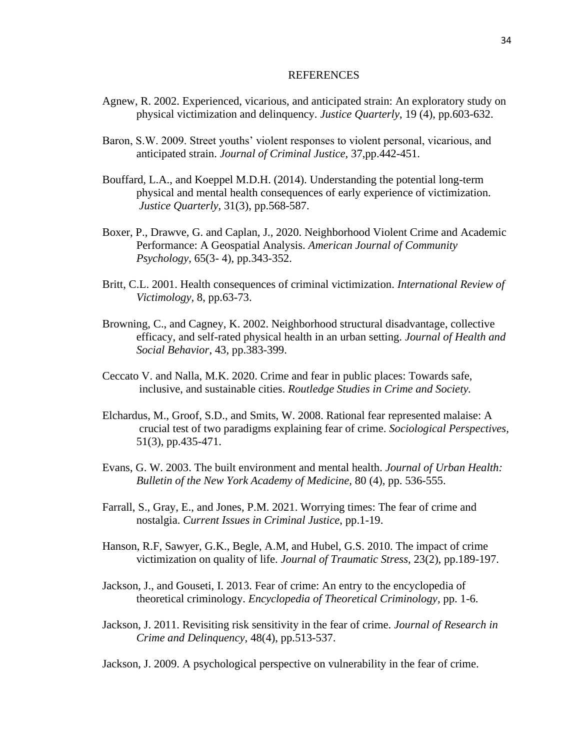# REFERENCES

Agnew, R. 2002. Experienced, vicarious, and anticipated strain: An exploratory study on physical victimization and delinquency. *Justice Quarterly*, 19 (4), pp.603-632.

Baron, S.W. 2009. Street youths' violent responses to violent personal, vicarious, and anticipated strain. *Journal of Criminal Justice,* 37,pp.442-451.

Bouffard, L.A., and Koeppel M.D.H. (2014). Understanding the potential long-term physical and mental health consequences of early experience of victimization. *Justice Quarterly*, 31(3), pp.568-587.

Boxer, P., Drawve, G. and Caplan, J., 2020. Neighborhood Violent Crime and Academic Performance: A Geospatial Analysis. *American Journal of Community Psychology*, 65(3- 4), pp.343-352.

Britt, C.L. 2001. Health consequences of criminal victimization. *International Review of Victimology,* 8, pp.63-73.

Browning, C., and Cagney, K. 2002. Neighborhood structural disadvantage, collective efficacy, and self-rated physical health in an urban setting. *Journal of Health and Social Behavior*, 43, pp.383-399.

Ceccato V. and Nalla, M.K. 2020. Crime and fear in public places: Towards safe, inclusive, and sustainable cities. *Routledge Studies in Crime and Society.*

Elchardus, M., Groof, S.D., and Smits, W. 2008. Rational fear represented malaise: A crucial test of two paradigms explaining fear of crime. *Sociological Perspectives,* 51(3), pp.435-471.

Evans, G. W. 2003. The built environment and mental health. *Journal of Urban Health: Bulletin of the New York Academy of Medicine,* 80 (4), pp. 536-555.

Farrall, S., Gray, E., and Jones, P.M. 2021. Worrying times: The fear of crime and nostalgia. *Current Issues in Criminal Justice*, pp.1-19.

Hanson, R.F, Sawyer, G.K., Begle, A.M, and Hubel, G.S. 2010. The impact of crime victimization on quality of life. *Journal of Traumatic Stress,* 23(2), pp.189-197.

Jackson, J., and Gouseti, I. 2013. Fear of crime: An entry to the encyclopedia of theoretical criminology. *Encyclopedia of Theoretical Criminology,* pp. 1-6.

Jackson, J. 2011. Revisiting risk sensitivity in the fear of crime. *Journal of Research in Crime and Delinquency,* 48(4), pp.513-537.

Jackson, J. 2009. A psychological perspective on vulnerability in the fear of crime.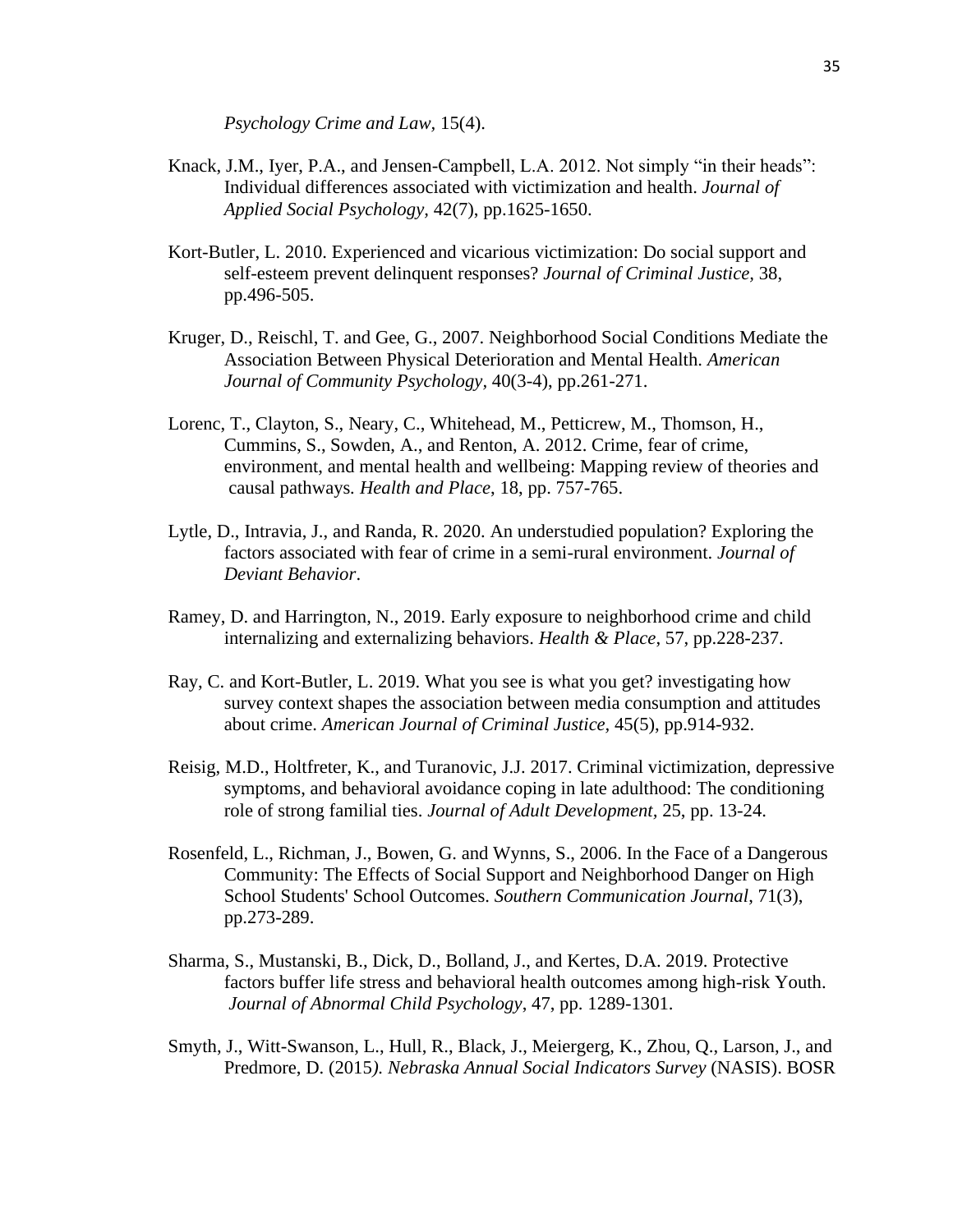*Psychology Crime and Law*, 15(4).

Knack, J.M., Iyer, P.A., and Jensen-Campbell, L.A. 2012. Not simply "in their heads": Individual differences associated with victimization and health. *Journal of Applied Social Psychology*, 42(7), pp.1625-1650.

Kort-Butler, L. 2010. Experienced and vicarious victimization: Do social support and self-esteem prevent delinquent responses? *Journal of Criminal Justice*, 38, pp.496-505.

Kruger, D., Reischl, T. and Gee, G., 2007. Neighborhood Social Conditions Mediate the Association Between Physical Deterioration and Mental Health. *American Journal of Community Psychology*, 40(3-4), pp.261-271.

Lorenc, T., Clayton, S., Neary, C., Whitehead, M., Petticrew, M., Thomson, H., Cummins, S., Sowden, A., and Renton, A. 2012. Crime, fear of crime, environment, and mental health and wellbeing: Mapping review of theories and causal pathways. *Health and Place*, 18, pp. 757-765.

Lytle, D., Intravia, J., and Randa, R. 2020. An understudied population? Exploring the factors associated with fear of crime in a semi-rural environment. *Journal of Deviant Behavior*.

Ramey, D. and Harrington, N., 2019. Early exposure to neighborhood crime and child internalizing and externalizing behaviors. *Health & Place*, 57, pp.228-237.

Ray, C. and Kort-Butler, L. 2019. What you see is what you get? investigating how survey context shapes the association between media consumption and attitudes about crime. *American Journal of Criminal Justice*, 45(5), pp.914-932.

Reisig, M.D., Holtfreter, K., and Turanovic, J.J. 2017. Criminal victimization, depressive symptoms, and behavioral avoidance coping in late adulthood: The conditioning role of strong familial ties. *Journal of Adult Development*, 25, pp. 13-24.

Rosenfeld, L., Richman, J., Bowen, G. and Wynns, S., 2006. In the Face of a Dangerous Community: The Effects of Social Support and Neighborhood Danger on High School Students' School Outcomes. *Southern Communication Journal*, 71(3), pp.273-289.

Sharma, S., Mustanski, B., Dick, D., Bolland, J., and Kertes, D.A. 2019. Protective factors buffer life stress and behavioral health outcomes among high-risk Youth. *Journal of Abnormal Child Psychology*, 47, pp. 1289-1301.

Smyth, J., Witt-Swanson, L., Hull, R., Black, J., Meiergerg, K., Zhou, Q., Larson, J., and Predmore, D. (2015). *Nebraska Annual Social Indicators Survey* (NASIS). BOSR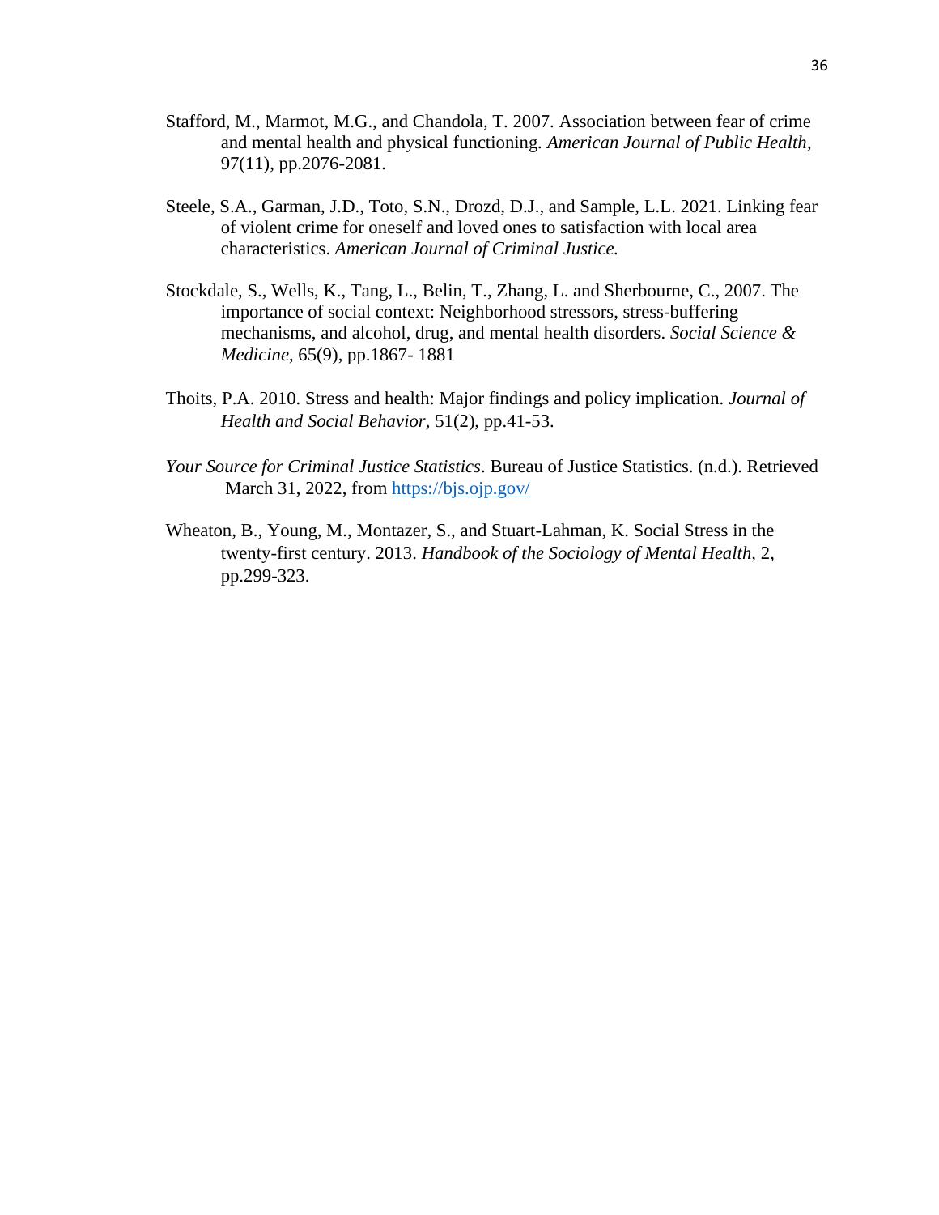Stafford, M., Marmot, M.G., and Chandola, T. 2007. Association between fear of crime and mental health and physical functioning. *American Journal of Public Health*, 97(11), pp.2076-2081.

Steele, S.A., Garman, J.D., Toto, S.N., Drozd, D.J., and Sample, L.L. 2021. Linking fear of violent crime for oneself and loved ones to satisfaction with local area characteristics. *American Journal of Criminal Justice.*

Stockdale, S., Wells, K., Tang, L., Belin, T., Zhang, L. and Sherbourne, C., 2007. The importance of social context: Neighborhood stressors, stress-buffering mechanisms, and alcohol, drug, and mental health disorders. *Social Science & Medicine*, 65(9), pp.1867- 1881

Thoits, P.A. 2010. Stress and health: Major findings and policy implication. *Journal of Health and Social Behavior*, 51(2), pp.41-53.

*Your Source for Criminal Justice Statistics*. Bureau of Justice Statistics. (n.d.). Retrieved March 31, 2022, from https://bjs.ojp.gov/

Wheaton, B., Young, M., Montazer, S., and Stuart-Lahman, K. Social Stress in the twenty-first century. 2013. *Handbook of the Sociology of Mental Health,* 2, pp.299-323.